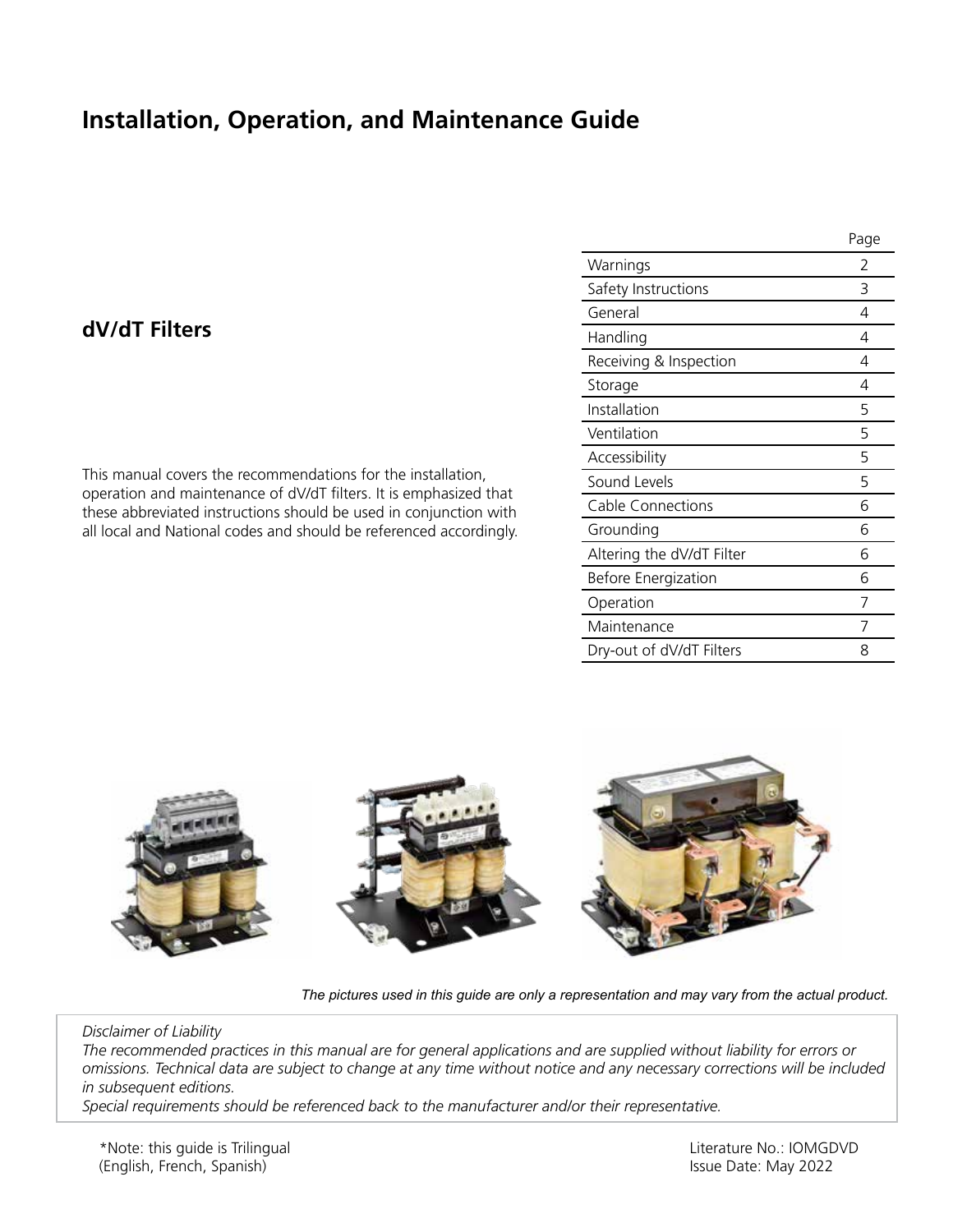# Installation, Operation, and Maintenance Guide

## dV/dT Filters

This manual covers the recommendations for the installation, operation and maintenance of dV/dT filters. It is emphasized that these abbreviated instructions should be used in conjunction with all local and National codes and should be referenced accordingly.

| | Page |
|---|---|
| Warnings | 2 |
| Safety Instructions | 3 |
| General | 4 |
| Handling | 4 |
| Receiving & Inspection | 4 |
| Storage | 4 |
| Installation | 5 |
| Ventilation | 5 |
| Accessibility | 5 |
| Sound Levels | 5 |
| Cable Connections | 6 |
| Grounding | 6 |
| Altering the dV/dT Filter | 6 |
| Before Energization | 6 |
| Operation | 7 |
| Maintenance | 7 |
| Dry-out of dV/dT Filters | 8 |

*The pictures used in this guide are only a representation and may vary from the actual product.*

*Disclaimer of Liability*
*The recommended practices in this manual are for general applications and are supplied without liability for errors or omissions. Technical data are subject to change at any time without notice and any necessary corrections will be included in subsequent editions.*
*Special requirements should be referenced back to the manufacturer and/or their representative.*

*Note: this guide is Trilingual (English, French, Spanish)

Literature No.: IOMGDVD
Issue Date: May 2022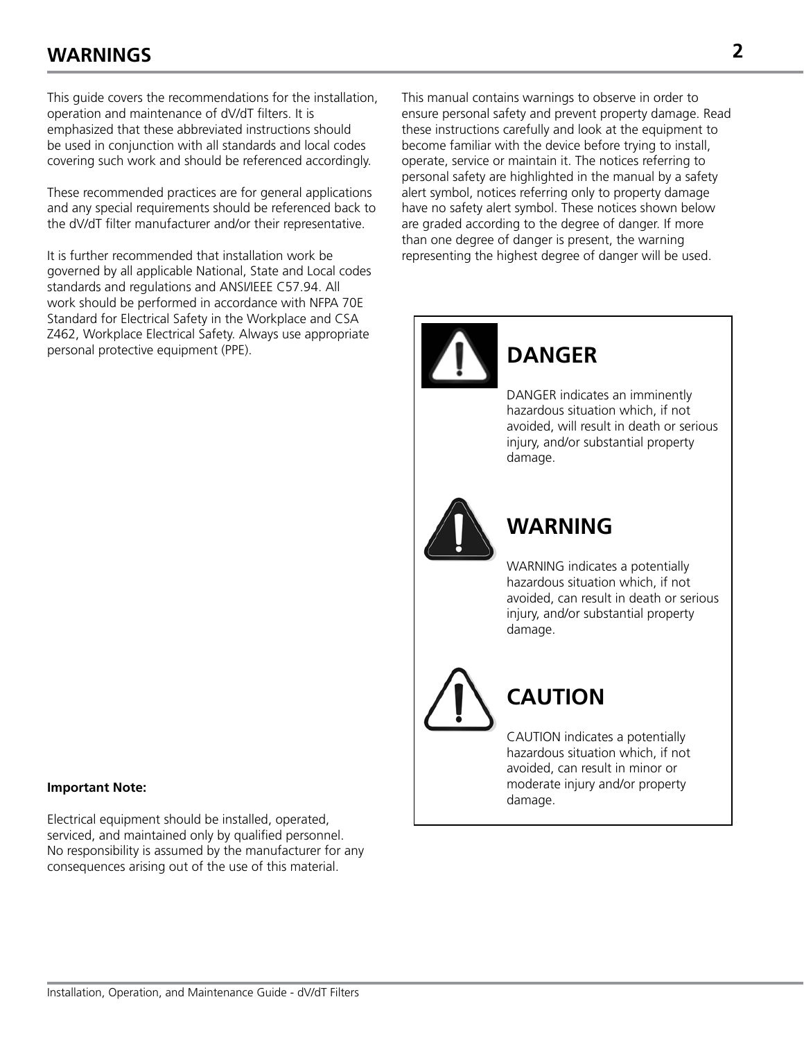# WARNINGS

This guide covers the recommendations for the installation, operation and maintenance of dV/dT filters. It is emphasized that these abbreviated instructions should be used in conjunction with all standards and local codes covering such work and should be referenced accordingly.

These recommended practices are for general applications and any special requirements should be referenced back to the dV/dT filter manufacturer and/or their representative.

It is further recommended that installation work be governed by all applicable National, State and Local codes standards and regulations and ANSI/IEEE C57.94. All work should be performed in accordance with NFPA 70E Standard for Electrical Safety in the Workplace and CSA Z462, Workplace Electrical Safety. Always use appropriate personal protective equipment (PPE).

**Important Note:**

Electrical equipment should be installed, operated, serviced, and maintained only by qualified personnel. No responsibility is assumed by the manufacturer for any consequences arising out of the use of this material.

This manual contains warnings to observe in order to ensure personal safety and prevent property damage. Read these instructions carefully and look at the equipment to become familiar with the device before trying to install, operate, service or maintain it. The notices referring to personal safety are highlighted in the manual by a safety alert symbol, notices referring only to property damage have no safety alert symbol. These notices shown below are graded according to the degree of danger. If more than one degree of danger is present, the warning representing the highest degree of danger will be used.

## DANGER

DANGER indicates an imminently hazardous situation which, if not avoided, will result in death or serious injury, and/or substantial property damage.

## WARNING

WARNING indicates a potentially hazardous situation which, if not avoided, can result in death or serious injury, and/or substantial property damage.

## CAUTION

CAUTION indicates a potentially hazardous situation which, if not avoided, can result in minor or moderate injury and/or property damage.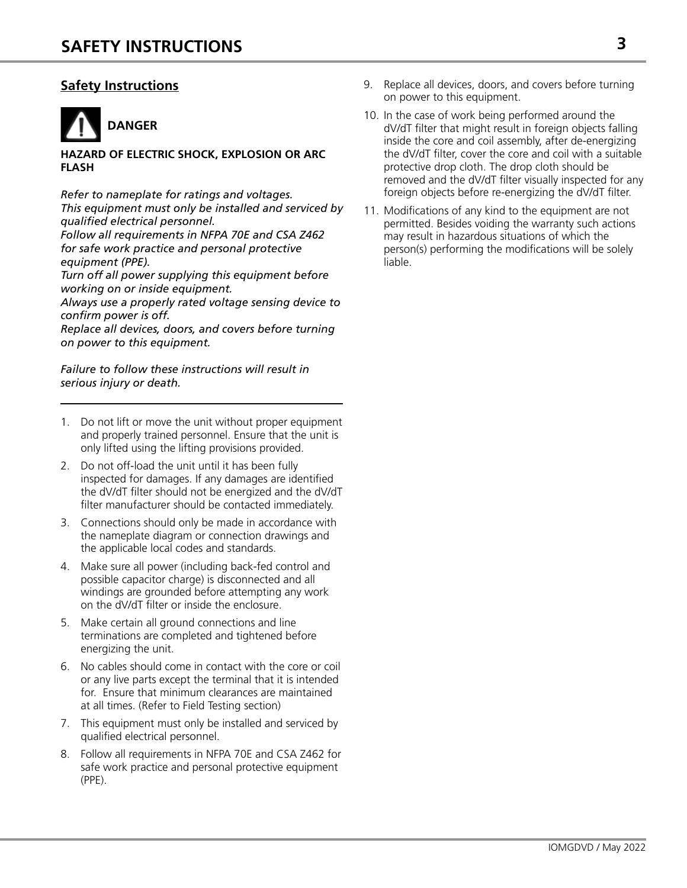# SAFETY INSTRUCTIONS

## Safety Instructions

**DANGER**

**HAZARD OF ELECTRIC SHOCK, EXPLOSION OR ARC FLASH**

*Refer to nameplate for ratings and voltages.*
*This equipment must only be installed and serviced by qualified electrical personnel.*
*Follow all requirements in NFPA 70E and CSA Z462 for safe work practice and personal protective equipment (PPE).*
*Turn off all power supplying this equipment before working on or inside equipment.*
*Always use a properly rated voltage sensing device to confirm power is off.*
*Replace all devices, doors, and covers before turning on power to this equipment.*

*Failure to follow these instructions will result in serious injury or death.*

---

1. Do not lift or move the unit without proper equipment and properly trained personnel. Ensure that the unit is only lifted using the lifting provisions provided.
2. Do not off-load the unit until it has been fully inspected for damages. If any damages are identified the dV/dT filter should not be energized and the dV/dT filter manufacturer should be contacted immediately.
3. Connections should only be made in accordance with the nameplate diagram or connection drawings and the applicable local codes and standards.
4. Make sure all power (including back-fed control and possible capacitor charge) is disconnected and all windings are grounded before attempting any work on the dV/dT filter or inside the enclosure.
5. Make certain all ground connections and line terminations are completed and tightened before energizing the unit.
6. No cables should come in contact with the core or coil or any live parts except the terminal that it is intended for. Ensure that minimum clearances are maintained at all times. (Refer to Field Testing section)
7. This equipment must only be installed and serviced by qualified electrical personnel.
8. Follow all requirements in NFPA 70E and CSA Z462 for safe work practice and personal protective equipment (PPE).
9. Replace all devices, doors, and covers before turning on power to this equipment.
10. In the case of work being performed around the dV/dT filter that might result in foreign objects falling inside the core and coil assembly, after de-energizing the dV/dT filter, cover the core and coil with a suitable protective drop cloth. The drop cloth should be removed and the dV/dT filter visually inspected for any foreign objects before re-energizing the dV/dT filter.
11. Modifications of any kind to the equipment are not permitted. Besides voiding the warranty such actions may result in hazardous situations of which the person(s) performing the modifications will be solely liable.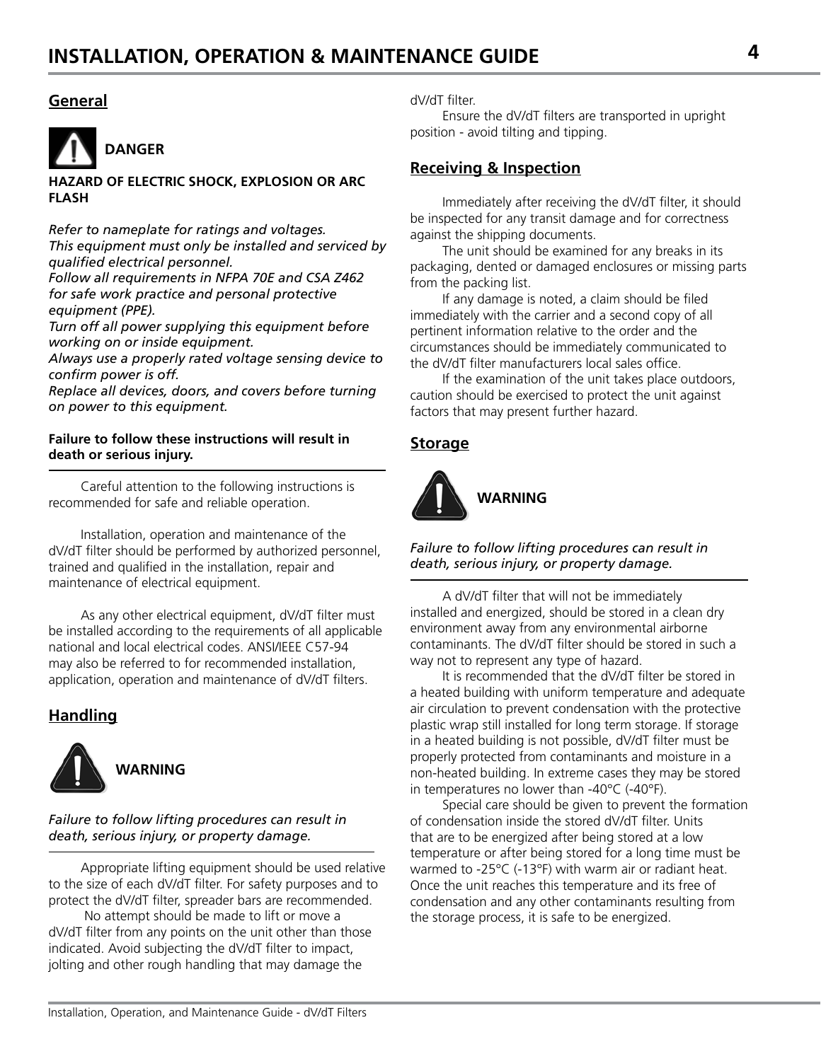## General

**DANGER**

**HAZARD OF ELECTRIC SHOCK, EXPLOSION OR ARC FLASH**

*Refer to nameplate for ratings and voltages.*
*This equipment must only be installed and serviced by qualified electrical personnel.*
*Follow all requirements in NFPA 70E and CSA Z462 for safe work practice and personal protective equipment (PPE).*
*Turn off all power supplying this equipment before working on or inside equipment.*
*Always use a properly rated voltage sensing device to confirm power is off.*
*Replace all devices, doors, and covers before turning on power to this equipment.*

**Failure to follow these instructions will result in death or serious injury.**

---

Careful attention to the following instructions is recommended for safe and reliable operation.

Installation, operation and maintenance of the dV/dT filter should be performed by authorized personnel, trained and qualified in the installation, repair and maintenance of electrical equipment.

As any other electrical equipment, dV/dT filter must be installed according to the requirements of all applicable national and local electrical codes. ANSI/IEEE C57-94 may also be referred to for recommended installation, application, operation and maintenance of dV/dT filters.

## Handling

**WARNING**

*Failure to follow lifting procedures can result in death, serious injury, or property damage.*

---

Appropriate lifting equipment should be used relative to the size of each dV/dT filter. For safety purposes and to protect the dV/dT filter, spreader bars are recommended.

No attempt should be made to lift or move a dV/dT filter from any points on the unit other than those indicated. Avoid subjecting the dV/dT filter to impact, jolting and other rough handling that may damage the dV/dT filter.

Ensure the dV/dT filters are transported in upright position - avoid tilting and tipping.

## Receiving & Inspection

Immediately after receiving the dV/dT filter, it should be inspected for any transit damage and for correctness against the shipping documents.

The unit should be examined for any breaks in its packaging, dented or damaged enclosures or missing parts from the packing list.

If any damage is noted, a claim should be filed immediately with the carrier and a second copy of all pertinent information relative to the order and the circumstances should be immediately communicated to the dV/dT filter manufacturers local sales office.

If the examination of the unit takes place outdoors, caution should be exercised to protect the unit against factors that may present further hazard.

## Storage

**WARNING**

*Failure to follow lifting procedures can result in death, serious injury, or property damage.*

---

A dV/dT filter that will not be immediately installed and energized, should be stored in a clean dry environment away from any environmental airborne contaminants. The dV/dT filter should be stored in such a way not to represent any type of hazard.

It is recommended that the dV/dT filter be stored in a heated building with uniform temperature and adequate air circulation to prevent condensation with the protective plastic wrap still installed for long term storage. If storage in a heated building is not possible, dV/dT filter must be properly protected from contaminants and moisture in a non-heated building. In extreme cases they may be stored in temperatures no lower than -40°C (-40°F).

Special care should be given to prevent the formation of condensation inside the stored dV/dT filter. Units that are to be energized after being stored at a low temperature or after being stored for a long time must be warmed to -25°C (-13°F) with warm air or radiant heat. Once the unit reaches this temperature and its free of condensation and any other contaminants resulting from the storage process, it is safe to be energized.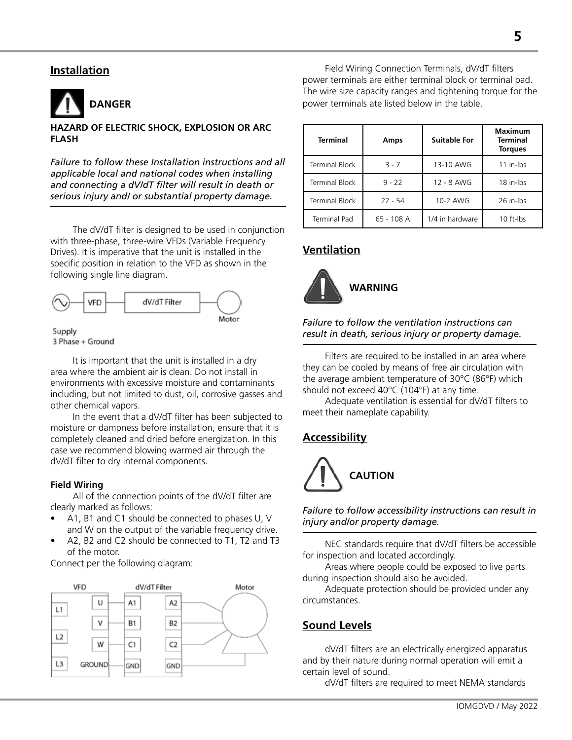## Installation

**DANGER**

**HAZARD OF ELECTRIC SHOCK, EXPLOSION OR ARC FLASH**

*Failure to follow these Installation instructions and all applicable local and national codes when installing and connecting a dV/dT filter will result in death or serious injury and/ or substantial property damage.*

The dV/dT filter is designed to be used in conjunction with three-phase, three-wire VFDs (Variable Frequency Drives). It is imperative that the unit is installed in the specific position in relation to the VFD as shown in the following single line diagram.

Supply
3 Phase + Ground

It is important that the unit is installed in a dry area where the ambient air is clean. Do not install in environments with excessive moisture and contaminants including, but not limited to dust, oil, corrosive gasses and other chemical vapors.

In the event that a dV/dT filter has been subjected to moisture or dampness before installation, ensure that it is completely cleaned and dried before energization. In this case we recommend blowing warmed air through the dV/dT filter to dry internal components.

### Field Wiring

All of the connection points of the dV/dT filter are clearly marked as follows:

- A1, B1 and C1 should be connected to phases U, V and W on the output of the variable frequency drive.
- A2, B2 and C2 should be connected to T1, T2 and T3 of the motor.

Connect per the following diagram:

Field Wiring Connection Terminals, dV/dT filters power terminals are either terminal block or terminal pad. The wire size capacity ranges and tightening torque for the power terminals ate listed below in the table.

| Terminal | Amps | Suitable For | Maximum Terminal Torques |
|---|---|---|---|
| Terminal Block | 3 - 7 | 13-10 AWG | 11 in-lbs |
| Terminal Block | 9 - 22 | 12 - 8 AWG | 18 in-lbs |
| Terminal Block | 22 - 54 | 10-2 AWG | 26 in-lbs |
| Terminal Pad | 65 - 108 A | 1/4 in hardware | 10 ft-lbs |

## Ventilation

**WARNING**

*Failure to follow the ventilation instructions can result in death, serious injury or property damage.*

Filters are required to be installed in an area where they can be cooled by means of free air circulation with the average ambient temperature of 30°C (86°F) which should not exceed 40°C (104°F) at any time.

Adequate ventilation is essential for dV/dT filters to meet their nameplate capability.

## Accessibility

**CAUTION**

*Failure to follow accessibility instructions can result in injury and/or property damage.*

NEC standards require that dV/dT filters be accessible for inspection and located accordingly.

Areas where people could be exposed to live parts during inspection should also be avoided.

Adequate protection should be provided under any circumstances.

## Sound Levels

dV/dT filters are an electrically energized apparatus and by their nature during normal operation will emit a certain level of sound.

dV/dT filters are required to meet NEMA standards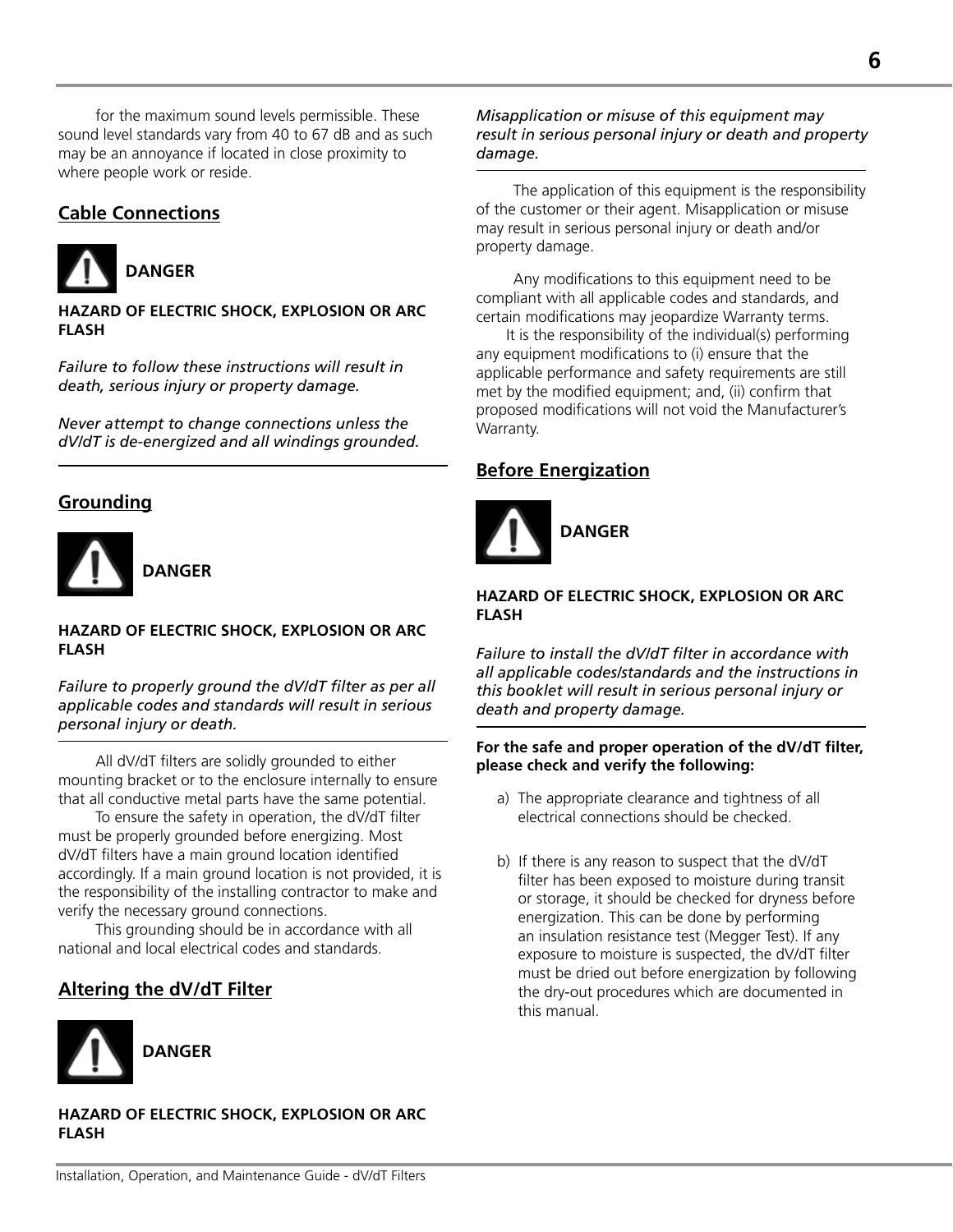for the maximum sound levels permissible. These sound level standards vary from 40 to 67 dB and as such may be an annoyance if located in close proximity to where people work or reside.

## Cable Connections

**DANGER**

**HAZARD OF ELECTRIC SHOCK, EXPLOSION OR ARC FLASH**

*Failure to follow these instructions will result in death, serious injury or property damage.*

*Never attempt to change connections unless the dV/dT is de-energized and all windings grounded.*

## Grounding

**DANGER**

**HAZARD OF ELECTRIC SHOCK, EXPLOSION OR ARC FLASH**

*Failure to properly ground the dV/dT filter as per all applicable codes and standards will result in serious personal injury or death.*

All dV/dT filters are solidly grounded to either mounting bracket or to the enclosure internally to ensure that all conductive metal parts have the same potential.

To ensure the safety in operation, the dV/dT filter must be properly grounded before energizing. Most dV/dT filters have a main ground location identified accordingly. If a main ground location is not provided, it is the responsibility of the installing contractor to make and verify the necessary ground connections.

This grounding should be in accordance with all national and local electrical codes and standards.

## Altering the dV/dT Filter

**DANGER**

**HAZARD OF ELECTRIC SHOCK, EXPLOSION OR ARC FLASH**

*Misapplication or misuse of this equipment may result in serious personal injury or death and property damage.*

The application of this equipment is the responsibility of the customer or their agent. Misapplication or misuse may result in serious personal injury or death and/or property damage.

Any modifications to this equipment need to be compliant with all applicable codes and standards, and certain modifications may jeopardize Warranty terms.

It is the responsibility of the individual(s) performing any equipment modifications to (i) ensure that the applicable performance and safety requirements are still met by the modified equipment; and, (ii) confirm that proposed modifications will not void the Manufacturer's Warranty.

## Before Energization

**DANGER**

**HAZARD OF ELECTRIC SHOCK, EXPLOSION OR ARC FLASH**

*Failure to install the dV/dT filter in accordance with all applicable codes/standards and the instructions in this booklet will result in serious personal injury or death and property damage.*

**For the safe and proper operation of the dV/dT filter, please check and verify the following:**

a) The appropriate clearance and tightness of all electrical connections should be checked.

b) If there is any reason to suspect that the dV/dT filter has been exposed to moisture during transit or storage, it should be checked for dryness before energization. This can be done by performing an insulation resistance test (Megger Test). If any exposure to moisture is suspected, the dV/dT filter must be dried out before energization by following the dry-out procedures which are documented in this manual.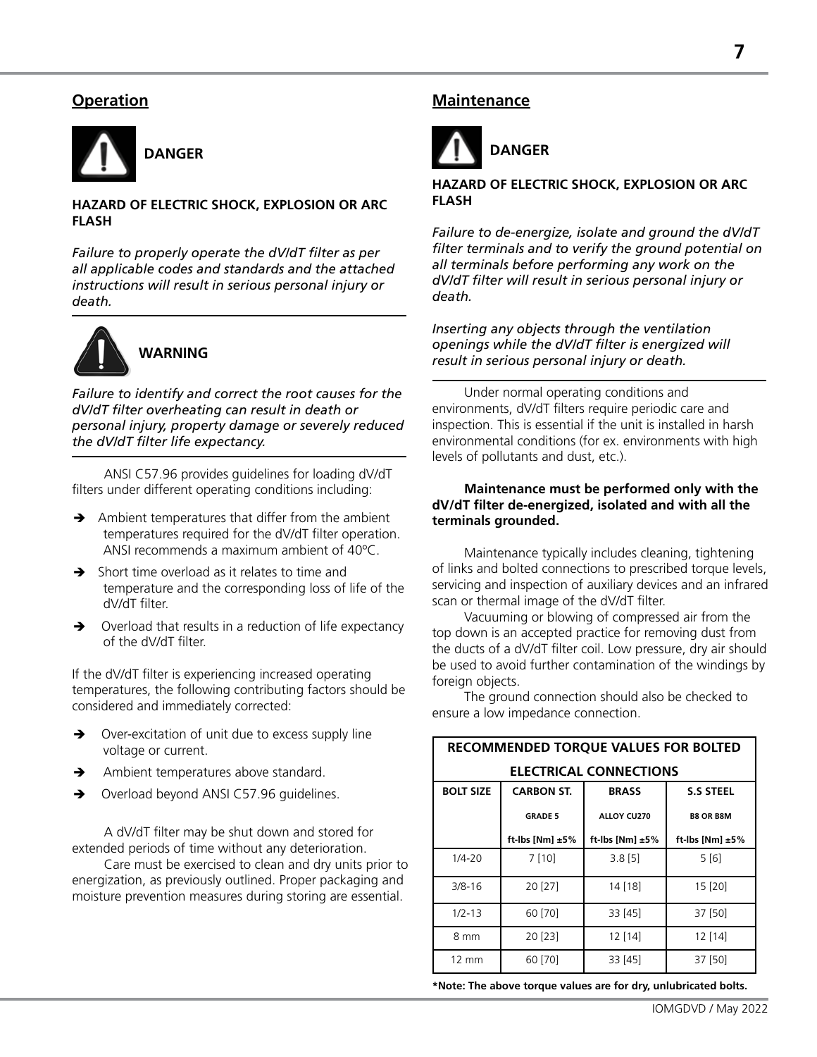## Operation

**DANGER**

**HAZARD OF ELECTRIC SHOCK, EXPLOSION OR ARC FLASH**

*Failure to properly operate the dV/dT filter as per all applicable codes and standards and the attached instructions will result in serious personal injury or death.*

**WARNING**

*Failure to identify and correct the root causes for the dV/dT filter overheating can result in death or personal injury, property damage or severely reduced the dV/dT filter life expectancy.*

ANSI C57.96 provides guidelines for loading dV/dT filters under different operating conditions including:

- ➔ Ambient temperatures that differ from the ambient temperatures required for the dV/dT filter operation. ANSI recommends a maximum ambient of 40ºC.
- ➔ Short time overload as it relates to time and temperature and the corresponding loss of life of the dV/dT filter.
- ➔ Overload that results in a reduction of life expectancy of the dV/dT filter.

If the dV/dT filter is experiencing increased operating temperatures, the following contributing factors should be considered and immediately corrected:

- ➔ Over-excitation of unit due to excess supply line voltage or current.
- ➔ Ambient temperatures above standard.
- ➔ Overload beyond ANSI C57.96 guidelines.

A dV/dT filter may be shut down and stored for extended periods of time without any deterioration.

Care must be exercised to clean and dry units prior to energization, as previously outlined. Proper packaging and moisture prevention measures during storing are essential.

## Maintenance

**DANGER**

**HAZARD OF ELECTRIC SHOCK, EXPLOSION OR ARC FLASH**

*Failure to de-energize, isolate and ground the dV/dT filter terminals and to verify the ground potential on all terminals before performing any work on the dV/dT filter will result in serious personal injury or death.*

*Inserting any objects through the ventilation openings while the dV/dT filter is energized will result in serious personal injury or death.*

Under normal operating conditions and environments, dV/dT filters require periodic care and inspection. This is essential if the unit is installed in harsh environmental conditions (for ex. environments with high levels of pollutants and dust, etc.).

**Maintenance must be performed only with the dV/dT filter de-energized, isolated and with all the terminals grounded.**

Maintenance typically includes cleaning, tightening of links and bolted connections to prescribed torque levels, servicing and inspection of auxiliary devices and an infrared scan or thermal image of the dV/dT filter.

Vacuuming or blowing of compressed air from the top down is an accepted practice for removing dust from the ducts of a dV/dT filter coil. Low pressure, dry air should be used to avoid further contamination of the windings by foreign objects.

The ground connection should also be checked to ensure a low impedance connection.

| RECOMMENDED TORQUE VALUES FOR BOLTED ELECTRICAL CONNECTIONS | | | |
|---|---|---|---|
| **BOLT SIZE** | **CARBON ST.** | **BRASS** | **S.S STEEL** |
| | **GRADE 5** | **ALLOY CU270** | **B8 OR B8M** |
| | **ft-lbs [Nm] ±5%** | **ft-lbs [Nm] ±5%** | **ft-lbs [Nm] ±5%** |
| 1/4-20 | 7 [10] | 3.8 [5] | 5 [6] |
| 3/8-16 | 20 [27] | 14 [18] | 15 [20] |
| 1/2-13 | 60 [70] | 33 [45] | 37 [50] |
| 8 mm | 20 [23] | 12 [14] | 12 [14] |
| 12 mm | 60 [70] | 33 [45] | 37 [50] |

**\*Note: The above torque values are for dry, unlubricated bolts.**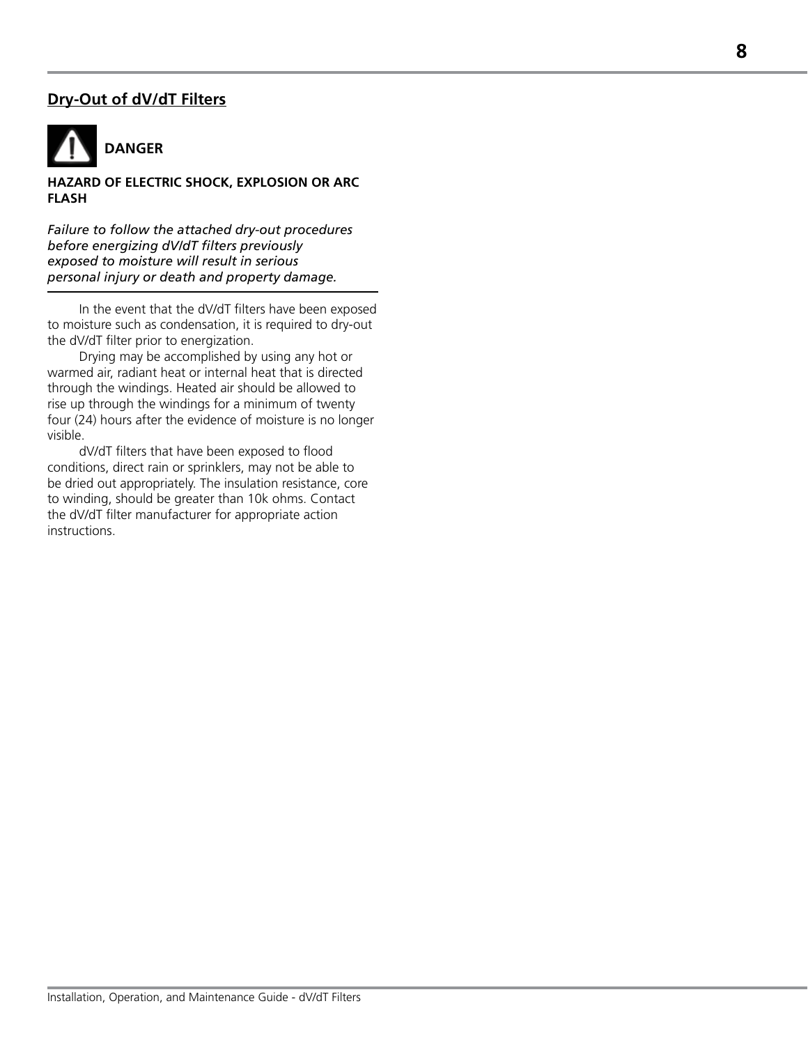## Dry-Out of dV/dT Filters

**DANGER**

**HAZARD OF ELECTRIC SHOCK, EXPLOSION OR ARC FLASH**

*Failure to follow the attached dry-out procedures before energizing dV/dT filters previously exposed to moisture will result in serious personal injury or death and property damage.*

---

In the event that the dV/dT filters have been exposed to moisture such as condensation, it is required to dry-out the dV/dT filter prior to energization.

Drying may be accomplished by using any hot or warmed air, radiant heat or internal heat that is directed through the windings. Heated air should be allowed to rise up through the windings for a minimum of twenty four (24) hours after the evidence of moisture is no longer visible.

dV/dT filters that have been exposed to flood conditions, direct rain or sprinklers, may not be able to be dried out appropriately. The insulation resistance, core to winding, should be greater than 10k ohms. Contact the dV/dT filter manufacturer for appropriate action instructions.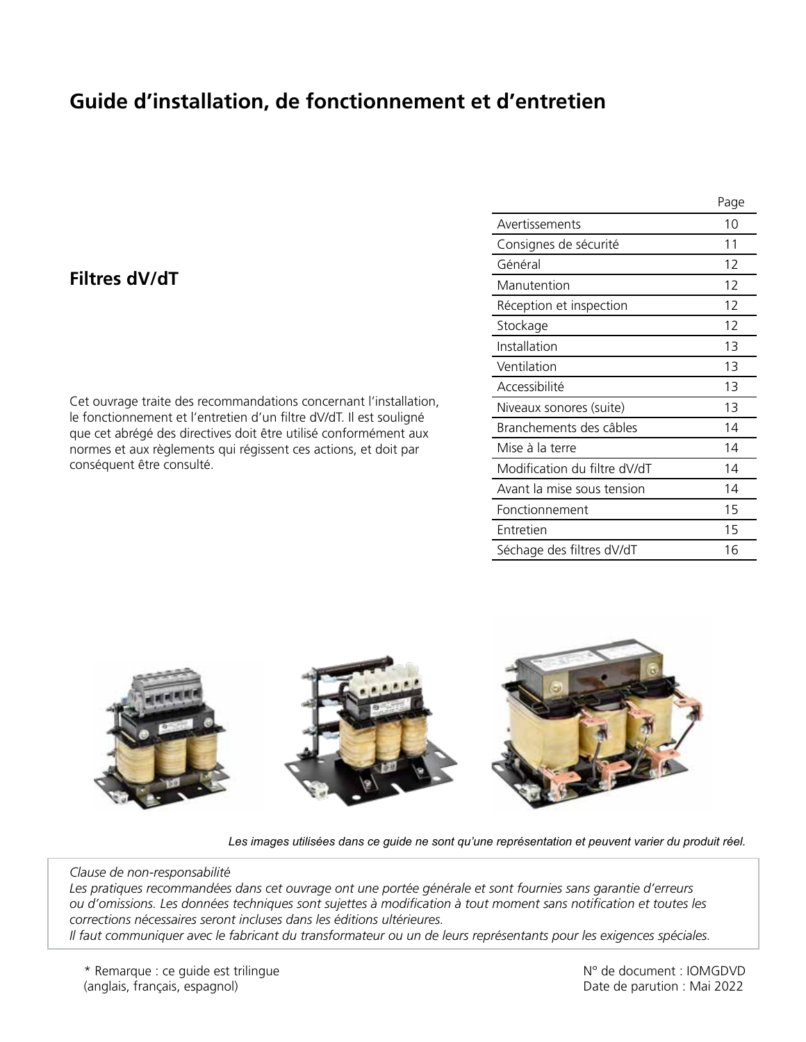# Guide d’installation, de fonctionnement et d’entretien

## Filtres dV/dT

Cet ouvrage traite des recommandations concernant l’installation, le fonctionnement et l’entretien d’un filtre dV/dT. Il est souligné que cet abrégé des directives doit être utilisé conformément aux normes et aux règlements qui régissent ces actions, et doit par conséquent être consulté.

| | Page |
|---|---|
| Avertissements | 10 |
| Consignes de sécurité | 11 |
| Général | 12 |
| Manutention | 12 |
| Réception et inspection | 12 |
| Stockage | 12 |
| Installation | 13 |
| Ventilation | 13 |
| Accessibilité | 13 |
| Niveaux sonores (suite) | 13 |
| Branchements des câbles | 14 |
| Mise à la terre | 14 |
| Modification du filtre dV/dT | 14 |
| Avant la mise sous tension | 14 |
| Fonctionnement | 15 |
| Entretien | 15 |
| Séchage des filtres dV/dT | 16 |

*Les images utilisées dans ce guide ne sont qu’une représentation et peuvent varier du produit réel.*

*Clause de non-responsabilité*
*Les pratiques recommandées dans cet ouvrage ont une portée générale et sont fournies sans garantie d’erreurs ou d’omissions. Les données techniques sont sujettes à modification à tout moment sans notification et toutes les corrections nécessaires seront incluses dans les éditions ultérieures.*
*Il faut communiquer avec le fabricant du transformateur ou un de leurs représentants pour les exigences spéciales.*

\* Remarque : ce guide est trilingue (anglais, français, espagnol)

N° de document : IOMGDVD
Date de parution : Mai 2022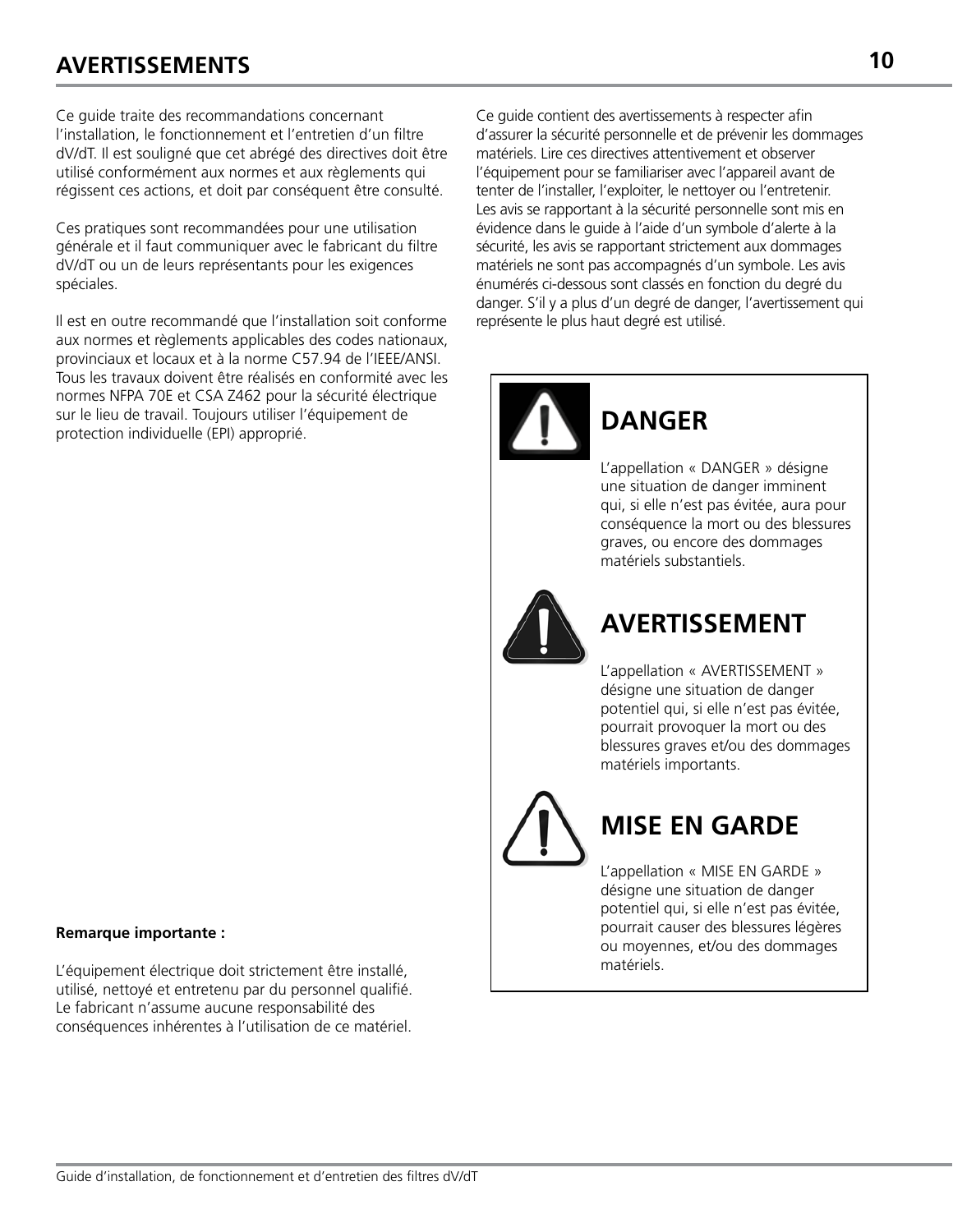# AVERTISSEMENTS

Ce guide traite des recommandations concernant l'installation, le fonctionnement et l'entretien d'un filtre dV/dT. Il est souligné que cet abrégé des directives doit être utilisé conformément aux normes et aux règlements qui régissent ces actions, et doit par conséquent être consulté.

Ces pratiques sont recommandées pour une utilisation générale et il faut communiquer avec le fabricant du filtre dV/dT ou un de leurs représentants pour les exigences spéciales.

Il est en outre recommandé que l'installation soit conforme aux normes et règlements applicables des codes nationaux, provinciaux et locaux et à la norme C57.94 de l'IEEE/ANSI. Tous les travaux doivent être réalisés en conformité avec les normes NFPA 70E et CSA Z462 pour la sécurité électrique sur le lieu de travail. Toujours utiliser l'équipement de protection individuelle (EPI) approprié.

**Remarque importante :**

L'équipement électrique doit strictement être installé, utilisé, nettoyé et entretenu par du personnel qualifié. Le fabricant n'assume aucune responsabilité des conséquences inhérentes à l'utilisation de ce matériel.

Ce guide contient des avertissements à respecter afin d'assurer la sécurité personnelle et de prévenir les dommages matériels. Lire ces directives attentivement et observer l'équipement pour se familiariser avec l'appareil avant de tenter de l'installer, l'exploiter, le nettoyer ou l'entretenir. Les avis se rapportant à la sécurité personnelle sont mis en évidence dans le guide à l'aide d'un symbole d'alerte à la sécurité, les avis se rapportant strictement aux dommages matériels ne sont pas accompagnés d'un symbole. Les avis énumérés ci-dessous sont classés en fonction du degré du danger. S'il y a plus d'un degré de danger, l'avertissement qui représente le plus haut degré est utilisé.

## DANGER

L'appellation « DANGER » désigne une situation de danger imminent qui, si elle n'est pas évitée, aura pour conséquence la mort ou des blessures graves, ou encore des dommages matériels substantiels.

## AVERTISSEMENT

L'appellation « AVERTISSEMENT » désigne une situation de danger potentiel qui, si elle n'est pas évitée, pourrait provoquer la mort ou des blessures graves et/ou des dommages matériels importants.

## MISE EN GARDE

L'appellation « MISE EN GARDE » désigne une situation de danger potentiel qui, si elle n'est pas évitée, pourrait causer des blessures légères ou moyennes, et/ou des dommages matériels.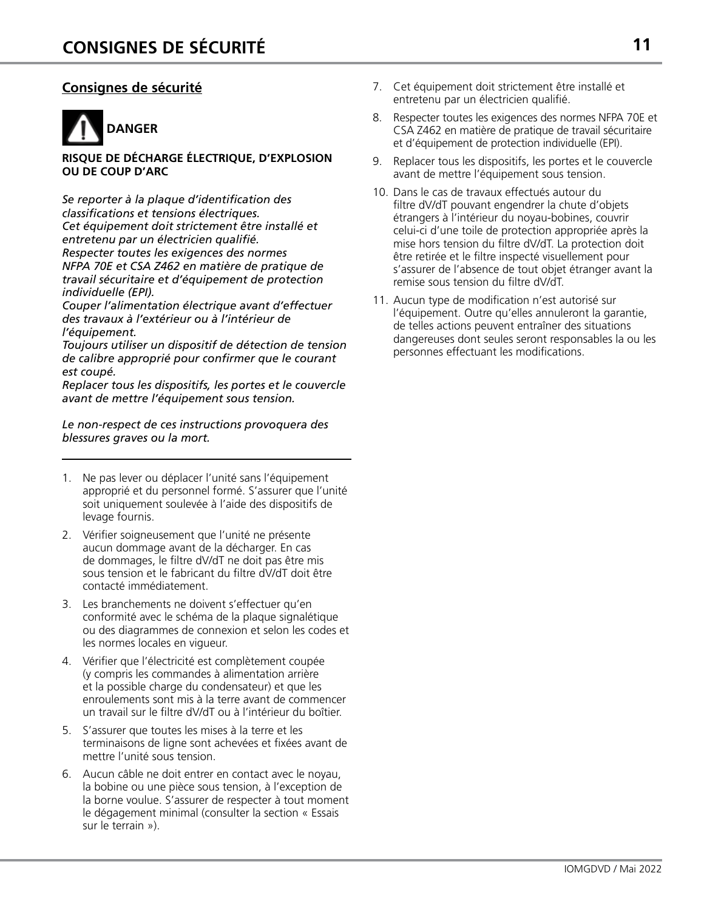# CONSIGNES DE SÉCURITÉ

## Consignes de sécurité

**DANGER**

**RISQUE DE DÉCHARGE ÉLECTRIQUE, D'EXPLOSION OU DE COUP D'ARC**

*Se reporter à la plaque d'identification des classifications et tensions électriques.*
*Cet équipement doit strictement être installé et entretenu par un électricien qualifié.*
*Respecter toutes les exigences des normes NFPA 70E et CSA Z462 en matière de pratique de travail sécuritaire et d'équipement de protection individuelle (EPI).*
*Couper l'alimentation électrique avant d'effectuer des travaux à l'extérieur ou à l'intérieur de l'équipement.*
*Toujours utiliser un dispositif de détection de tension de calibre approprié pour confirmer que le courant est coupé.*
*Replacer tous les dispositifs, les portes et le couvercle avant de mettre l'équipement sous tension.*

*Le non-respect de ces instructions provoquera des blessures graves ou la mort.*

---

1. Ne pas lever ou déplacer l'unité sans l'équipement approprié et du personnel formé. S'assurer que l'unité soit uniquement soulevée à l'aide des dispositifs de levage fournis.
2. Vérifier soigneusement que l'unité ne présente aucun dommage avant de la décharger. En cas de dommages, le filtre dV/dT ne doit pas être mis sous tension et le fabricant du filtre dV/dT doit être contacté immédiatement.
3. Les branchements ne doivent s'effectuer qu'en conformité avec le schéma de la plaque signalétique ou des diagrammes de connexion et selon les codes et les normes locales en vigueur.
4. Vérifier que l'électricité est complètement coupée (y compris les commandes à alimentation arrière et la possible charge du condensateur) et que les enroulements sont mis à la terre avant de commencer un travail sur le filtre dV/dT ou à l'intérieur du boîtier.
5. S'assurer que toutes les mises à la terre et les terminaisons de ligne sont achevées et fixées avant de mettre l'unité sous tension.
6. Aucun câble ne doit entrer en contact avec le noyau, la bobine ou une pièce sous tension, à l'exception de la borne voulue. S'assurer de respecter à tout moment le dégagement minimal (consulter la section « Essais sur le terrain »).
7. Cet équipement doit strictement être installé et entretenu par un électricien qualifié.
8. Respecter toutes les exigences des normes NFPA 70E et CSA Z462 en matière de pratique de travail sécuritaire et d'équipement de protection individuelle (EPI).
9. Replacer tous les dispositifs, les portes et le couvercle avant de mettre l'équipement sous tension.
10. Dans le cas de travaux effectués autour du filtre dV/dT pouvant engendrer la chute d'objets étrangers à l'intérieur du noyau-bobines, couvrir celui-ci d'une toile de protection appropriée après la mise hors tension du filtre dV/dT. La protection doit être retirée et le filtre inspecté visuellement pour s'assurer de l'absence de tout objet étranger avant la remise sous tension du filtre dV/dT.
11. Aucun type de modification n'est autorisé sur l'équipement. Outre qu'elles annuleront la garantie, de telles actions peuvent entraîner des situations dangereuses dont seules seront responsables la ou les personnes effectuant les modifications.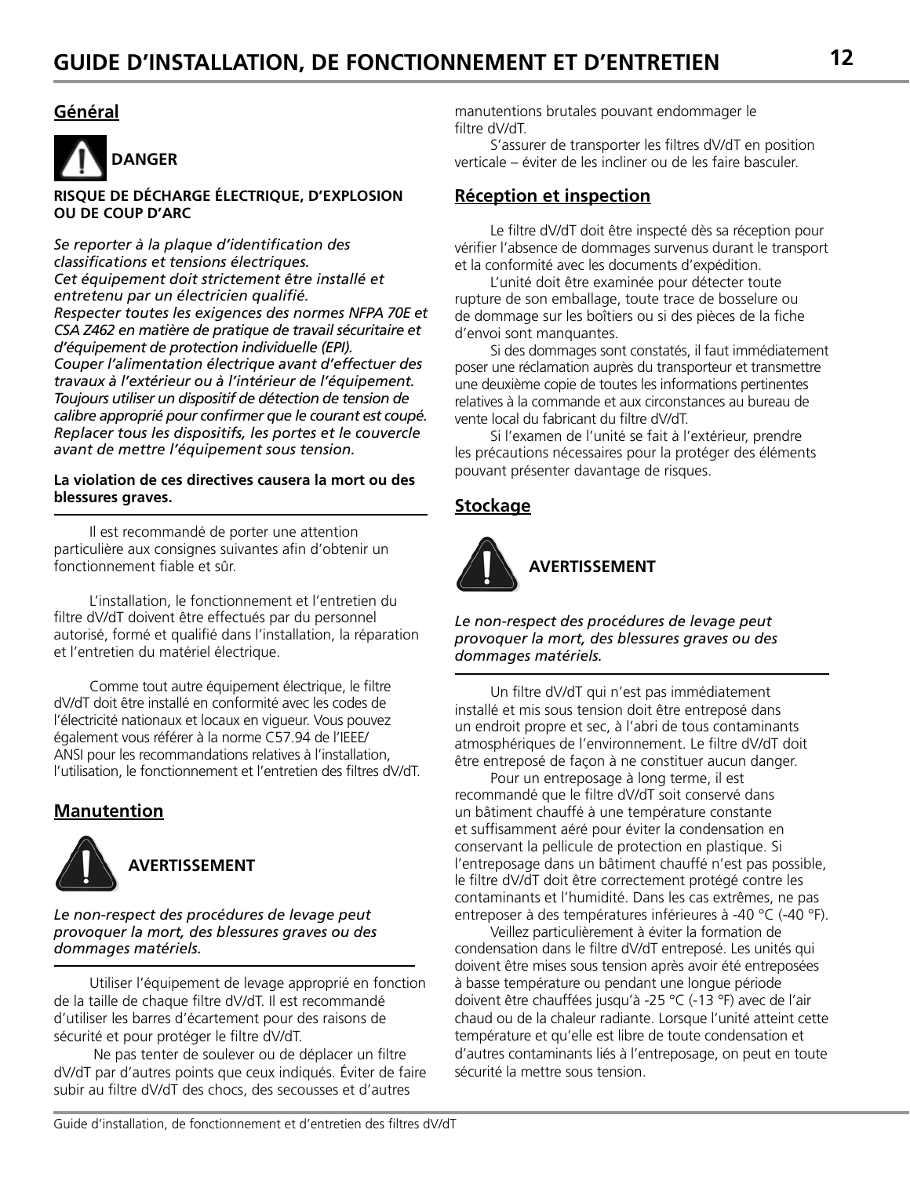## Général

**DANGER**

**RISQUE DE DÉCHARGE ÉLECTRIQUE, D'EXPLOSION OU DE COUP D'ARC**

*Se reporter à la plaque d'identification des classifications et tensions électriques.*
*Cet équipement doit strictement être installé et entretenu par un électricien qualifié.*
*Respecter toutes les exigences des normes NFPA 70E et CSA Z462 en matière de pratique de travail sécuritaire et d'équipement de protection individuelle (EPI).*
*Couper l'alimentation électrique avant d'effectuer des travaux à l'extérieur ou à l'intérieur de l'équipement.*
*Toujours utiliser un dispositif de détection de tension de calibre approprié pour confirmer que le courant est coupé.*
*Replacer tous les dispositifs, les portes et le couvercle avant de mettre l'équipement sous tension.*

**La violation de ces directives causera la mort ou des blessures graves.**

Il est recommandé de porter une attention particulière aux consignes suivantes afin d'obtenir un fonctionnement fiable et sûr.

L'installation, le fonctionnement et l'entretien du filtre dV/dT doivent être effectués par du personnel autorisé, formé et qualifié dans l'installation, la réparation et l'entretien du matériel électrique.

Comme tout autre équipement électrique, le filtre dV/dT doit être installé en conformité avec les codes de l'électricité nationaux et locaux en vigueur. Vous pouvez également vous référer à la norme C57.94 de l'IEEE/ANSI pour les recommandations relatives à l'installation, l'utilisation, le fonctionnement et l'entretien des filtres dV/dT.

## Manutention

**AVERTISSEMENT**

*Le non-respect des procédures de levage peut provoquer la mort, des blessures graves ou des dommages matériels.*

Utiliser l'équipement de levage approprié en fonction de la taille de chaque filtre dV/dT. Il est recommandé d'utiliser les barres d'écartement pour des raisons de sécurité et pour protéger le filtre dV/dT.

Ne pas tenter de soulever ou de déplacer un filtre dV/dT par d'autres points que ceux indiqués. Éviter de faire subir au filtre dV/dT des chocs, des secousses et d'autres manutentions brutales pouvant endommager le filtre dV/dT.

S'assurer de transporter les filtres dV/dT en position verticale – éviter de les incliner ou de les faire basculer.

## Réception et inspection

Le filtre dV/dT doit être inspecté dès sa réception pour vérifier l'absence de dommages survenus durant le transport et la conformité avec les documents d'expédition.

L'unité doit être examinée pour détecter toute rupture de son emballage, toute trace de bosselure ou de dommage sur les boîtiers ou si des pièces de la fiche d'envoi sont manquantes.

Si des dommages sont constatés, il faut immédiatement poser une réclamation auprès du transporteur et transmettre une deuxième copie de toutes les informations pertinentes relatives à la commande et aux circonstances au bureau de vente local du fabricant du filtre dV/dT.

Si l'examen de l'unité se fait à l'extérieur, prendre les précautions nécessaires pour la protéger des éléments pouvant présenter davantage de risques.

## Stockage

**AVERTISSEMENT**

*Le non-respect des procédures de levage peut provoquer la mort, des blessures graves ou des dommages matériels.*

Un filtre dV/dT qui n'est pas immédiatement installé et mis sous tension doit être entreposé dans un endroit propre et sec, à l'abri de tous contaminants atmosphériques de l'environnement. Le filtre dV/dT doit être entreposé de façon à ne constituer aucun danger.

Pour un entreposage à long terme, il est recommandé que le filtre dV/dT soit conservé dans un bâtiment chauffé à une température constante et suffisamment aéré pour éviter la condensation en conservant la pellicule de protection en plastique. Si l'entreposage dans un bâtiment chauffé n'est pas possible, le filtre dV/dT doit être correctement protégé contre les contaminants et l'humidité. Dans les cas extrêmes, ne pas entreposer à des températures inférieures à -40 °C (-40 °F).

Veillez particulièrement à éviter la formation de condensation dans le filtre dV/dT entreposé. Les unités qui doivent être mises sous tension après avoir été entreposées à basse température ou pendant une longue période doivent être chauffées jusqu'à -25 °C (-13 °F) avec de l'air chaud ou de la chaleur radiante. Lorsque l'unité atteint cette température et qu'elle est libre de toute condensation et d'autres contaminants liés à l'entreposage, on peut en toute sécurité la mettre sous tension.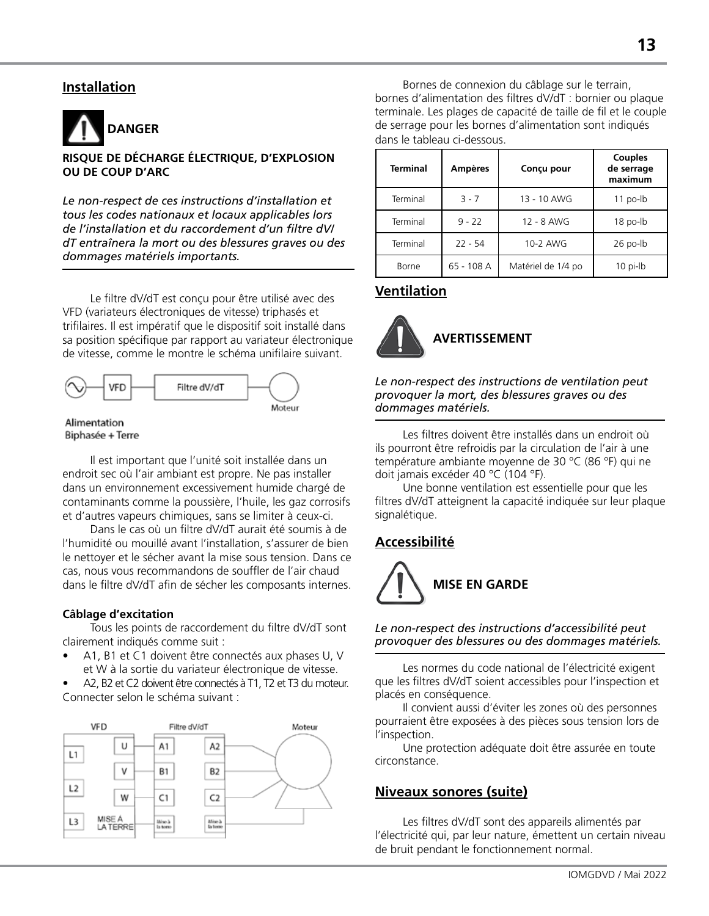## Installation

**DANGER**

**RISQUE DE DÉCHARGE ÉLECTRIQUE, D'EXPLOSION OU DE COUP D'ARC**

*Le non-respect de ces instructions d'installation et tous les codes nationaux et locaux applicables lors de l'installation et du raccordement d'un filtre dV/dT entraînera la mort ou des blessures graves ou des dommages matériels importants.*

Le filtre dV/dT est conçu pour être utilisé avec des VFD (variateurs électroniques de vitesse) triphasés et trifilaires. Il est impératif que le dispositif soit installé dans sa position spécifique par rapport au variateur électronique de vitesse, comme le montre le schéma unifilaire suivant.

VFD — Filtre dV/dT — Moteur

Alimentation Biphasée + Terre

Il est important que l'unité soit installée dans un endroit sec où l'air ambiant est propre. Ne pas installer dans un environnement excessivement humide chargé de contaminants comme la poussière, l'huile, les gaz corrosifs et d'autres vapeurs chimiques, sans se limiter à ceux-ci.

Dans le cas où un filtre dV/dT aurait été soumis à de l'humidité ou mouillé avant l'installation, s'assurer de bien le nettoyer et le sécher avant la mise sous tension. Dans ce cas, nous vous recommandons de souffler de l'air chaud dans le filtre dV/dT afin de sécher les composants internes.

**Câblage d'excitation**

Tous les points de raccordement du filtre dV/dT sont clairement indiqués comme suit :

- A1, B1 et C1 doivent être connectés aux phases U, V et W à la sortie du variateur électronique de vitesse.
- A2, B2 et C2 doivent être connectés à T1, T2 et T3 du moteur.

Connecter selon le schéma suivant :

VFD (L1, L2, L3; U, V, W; MISE À LA TERRE) — Filtre dV/dT (A1, B1, C1, Mise à la terre; A2, B2, C2, Mise à la terre) — Moteur

Bornes de connexion du câblage sur le terrain, bornes d'alimentation des filtres dV/dT : bornier ou plaque terminale. Les plages de capacité de taille de fil et le couple de serrage pour les bornes d'alimentation sont indiqués dans le tableau ci-dessous.

| Terminal | Ampères | Conçu pour | Couples de serrage maximum |
|---|---|---|---|
| Terminal | 3 - 7 | 13 - 10 AWG | 11 po-lb |
| Terminal | 9 - 22 | 12 - 8 AWG | 18 po-lb |
| Terminal | 22 - 54 | 10-2 AWG | 26 po-lb |
| Borne | 65 - 108 A | Matériel de 1/4 po | 10 pi-lb |

## Ventilation

**AVERTISSEMENT**

*Le non-respect des instructions de ventilation peut provoquer la mort, des blessures graves ou des dommages matériels.*

Les filtres doivent être installés dans un endroit où ils pourront être refroidis par la circulation de l'air à une température ambiante moyenne de 30 °C (86 °F) qui ne doit jamais excéder 40 °C (104 °F).

Une bonne ventilation est essentielle pour que les filtres dV/dT atteignent la capacité indiquée sur leur plaque signalétique.

## Accessibilité

**MISE EN GARDE**

*Le non-respect des instructions d'accessibilité peut provoquer des blessures ou des dommages matériels.*

Les normes du code national de l'électricité exigent que les filtres dV/dT soient accessibles pour l'inspection et placés en conséquence.

Il convient aussi d'éviter les zones où des personnes pourraient être exposées à des pièces sous tension lors de l'inspection.

Une protection adéquate doit être assurée en toute circonstance.

## Niveaux sonores (suite)

Les filtres dV/dT sont des appareils alimentés par l'électricité qui, par leur nature, émettent un certain niveau de bruit pendant le fonctionnement normal.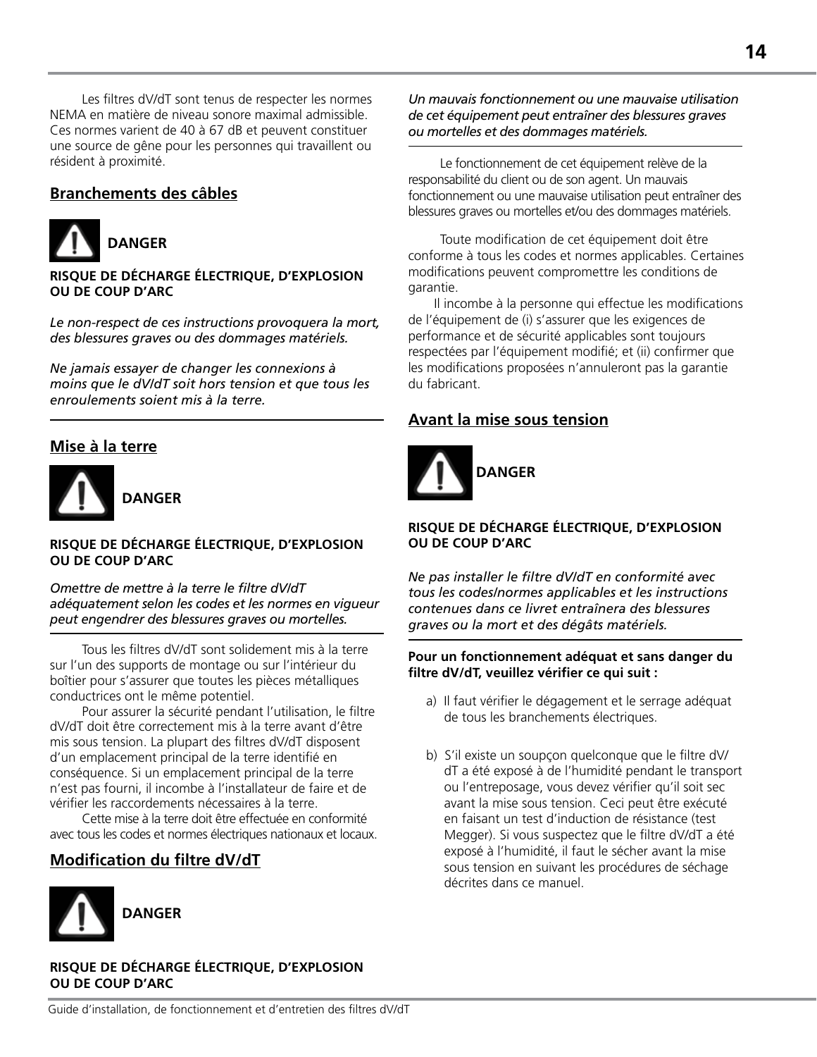Les filtres dV/dT sont tenus de respecter les normes NEMA en matière de niveau sonore maximal admissible. Ces normes varient de 40 à 67 dB et peuvent constituer une source de gêne pour les personnes qui travaillent ou résident à proximité.

## Branchements des câbles

**DANGER**

**RISQUE DE DÉCHARGE ÉLECTRIQUE, D'EXPLOSION OU DE COUP D'ARC**

*Le non-respect de ces instructions provoquera la mort, des blessures graves ou des dommages matériels.*

*Ne jamais essayer de changer les connexions à moins que le dV/dT soit hors tension et que tous les enroulements soient mis à la terre.*

## Mise à la terre

**DANGER**

**RISQUE DE DÉCHARGE ÉLECTRIQUE, D'EXPLOSION OU DE COUP D'ARC**

*Omettre de mettre à la terre le filtre dV/dT adéquatement selon les codes et les normes en vigueur peut engendrer des blessures graves ou mortelles.*

Tous les filtres dV/dT sont solidement mis à la terre sur l'un des supports de montage ou sur l'intérieur du boîtier pour s'assurer que toutes les pièces métalliques conductrices ont le même potentiel.

Pour assurer la sécurité pendant l'utilisation, le filtre dV/dT doit être correctement mis à la terre avant d'être mis sous tension. La plupart des filtres dV/dT disposent d'un emplacement principal de la terre identifié en conséquence. Si un emplacement principal de la terre n'est pas fourni, il incombe à l'installateur de faire et de vérifier les raccordements nécessaires à la terre.

Cette mise à la terre doit être effectuée en conformité avec tous les codes et normes électriques nationaux et locaux.

## Modification du filtre dV/dT

**DANGER**

**RISQUE DE DÉCHARGE ÉLECTRIQUE, D'EXPLOSION OU DE COUP D'ARC**

*Un mauvais fonctionnement ou une mauvaise utilisation de cet équipement peut entraîner des blessures graves ou mortelles et des dommages matériels.*

Le fonctionnement de cet équipement relève de la responsabilité du client ou de son agent. Un mauvais fonctionnement ou une mauvaise utilisation peut entraîner des blessures graves ou mortelles et/ou des dommages matériels.

Toute modification de cet équipement doit être conforme à tous les codes et normes applicables. Certaines modifications peuvent compromettre les conditions de garantie.

Il incombe à la personne qui effectue les modifications de l'équipement de (i) s'assurer que les exigences de performance et de sécurité applicables sont toujours respectées par l'équipement modifié; et (ii) confirmer que les modifications proposées n'annuleront pas la garantie du fabricant.

## Avant la mise sous tension

**DANGER**

**RISQUE DE DÉCHARGE ÉLECTRIQUE, D'EXPLOSION OU DE COUP D'ARC**

*Ne pas installer le filtre dV/dT en conformité avec tous les codes/normes applicables et les instructions contenues dans ce livret entraînera des blessures graves ou la mort et des dégâts matériels.*

**Pour un fonctionnement adéquat et sans danger du filtre dV/dT, veuillez vérifier ce qui suit :**

a) Il faut vérifier le dégagement et le serrage adéquat de tous les branchements électriques.

b) S'il existe un soupçon quelconque que le filtre dV/dT a été exposé à de l'humidité pendant le transport ou l'entreposage, vous devez vérifier qu'il soit sec avant la mise sous tension. Ceci peut être exécuté en faisant un test d'induction de résistance (test Megger). Si vous suspectez que le filtre dV/dT a été exposé à l'humidité, il faut le sécher avant la mise sous tension en suivant les procédures de séchage décrites dans ce manuel.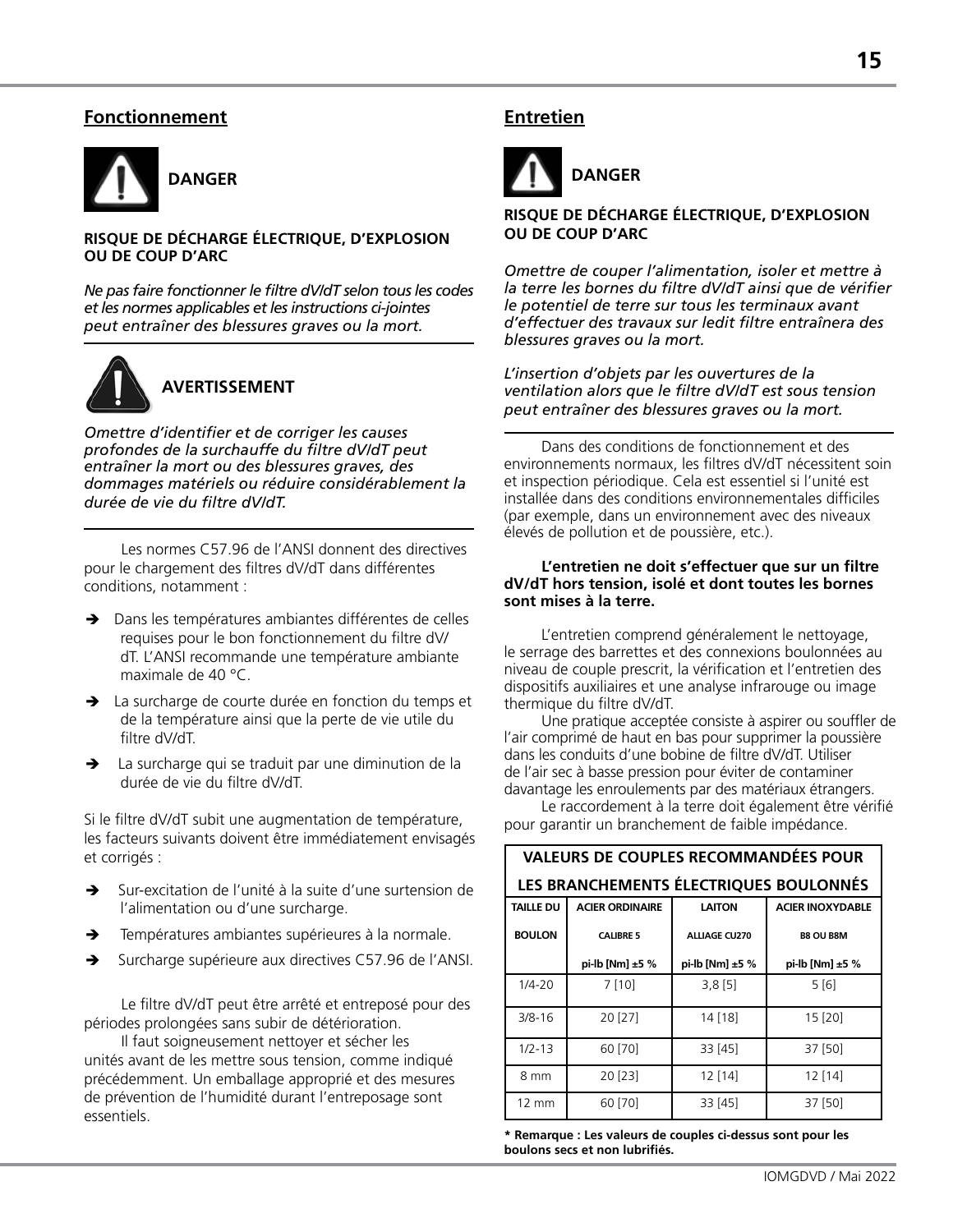## Fonctionnement

**DANGER**

**RISQUE DE DÉCHARGE ÉLECTRIQUE, D'EXPLOSION OU DE COUP D'ARC**

*Ne pas faire fonctionner le filtre dV/dT selon tous les codes et les normes applicables et les instructions ci-jointes peut entraîner des blessures graves ou la mort.*

**AVERTISSEMENT**

*Omettre d'identifier et de corriger les causes profondes de la surchauffe du filtre dV/dT peut entraîner la mort ou des blessures graves, des dommages matériels ou réduire considérablement la durée de vie du filtre dV/dT.*

Les normes C57.96 de l'ANSI donnent des directives pour le chargement des filtres dV/dT dans différentes conditions, notamment :

- Dans les températures ambiantes différentes de celles requises pour le bon fonctionnement du filtre dV/dT. L'ANSI recommande une température ambiante maximale de 40 °C.
- La surcharge de courte durée en fonction du temps et de la température ainsi que la perte de vie utile du filtre dV/dT.
- La surcharge qui se traduit par une diminution de la durée de vie du filtre dV/dT.

Si le filtre dV/dT subit une augmentation de température, les facteurs suivants doivent être immédiatement envisagés et corrigés :

- Sur-excitation de l'unité à la suite d'une surtension de l'alimentation ou d'une surcharge.
- Températures ambiantes supérieures à la normale.
- Surcharge supérieure aux directives C57.96 de l'ANSI.

Le filtre dV/dT peut être arrêté et entreposé pour des périodes prolongées sans subir de détérioration.

Il faut soigneusement nettoyer et sécher les unités avant de les mettre sous tension, comme indiqué précédemment. Un emballage approprié et des mesures de prévention de l'humidité durant l'entreposage sont essentiels.

## Entretien

**DANGER**

**RISQUE DE DÉCHARGE ÉLECTRIQUE, D'EXPLOSION OU DE COUP D'ARC**

*Omettre de couper l'alimentation, isoler et mettre à la terre les bornes du filtre dV/dT ainsi que de vérifier le potentiel de terre sur tous les terminaux avant d'effectuer des travaux sur ledit filtre entraînera des blessures graves ou la mort.*

*L'insertion d'objets par les ouvertures de la ventilation alors que le filtre dV/dT est sous tension peut entraîner des blessures graves ou la mort.*

Dans des conditions de fonctionnement et des environnements normaux, les filtres dV/dT nécessitent soin et inspection périodique. Cela est essentiel si l'unité est installée dans des conditions environnementales difficiles (par exemple, dans un environnement avec des niveaux élevés de pollution et de poussière, etc.).

**L'entretien ne doit s'effectuer que sur un filtre dV/dT hors tension, isolé et dont toutes les bornes sont mises à la terre.**

L'entretien comprend généralement le nettoyage, le serrage des barrettes et des connexions boulonnées au niveau de couple prescrit, la vérification et l'entretien des dispositifs auxiliaires et une analyse infrarouge ou image thermique du filtre dV/dT.

Une pratique acceptée consiste à aspirer ou souffler de l'air comprimé de haut en bas pour supprimer la poussière dans les conduits d'une bobine de filtre dV/dT. Utiliser de l'air sec à basse pression pour éviter de contaminer davantage les enroulements par des matériaux étrangers.

Le raccordement à la terre doit également être vérifié pour garantir un branchement de faible impédance.

| VALEURS DE COUPLES RECOMMANDÉES POUR LES BRANCHEMENTS ÉLECTRIQUES BOULONNÉS | | | |
|---|---|---|---|
| TAILLE DU BOULON | ACIER ORDINAIRE CALIBRE 5 pi-lb [Nm] ±5 % | LAITON ALLIAGE CU270 pi-lb [Nm] ±5 % | ACIER INOXYDABLE B8 OU B8M pi-lb [Nm] ±5 % |
| 1/4-20 | 7 [10] | 3,8 [5] | 5 [6] |
| 3/8-16 | 20 [27] | 14 [18] | 15 [20] |
| 1/2-13 | 60 [70] | 33 [45] | 37 [50] |
| 8 mm | 20 [23] | 12 [14] | 12 [14] |
| 12 mm | 60 [70] | 33 [45] | 37 [50] |

**\* Remarque : Les valeurs de couples ci-dessus sont pour les boulons secs et non lubrifiés.**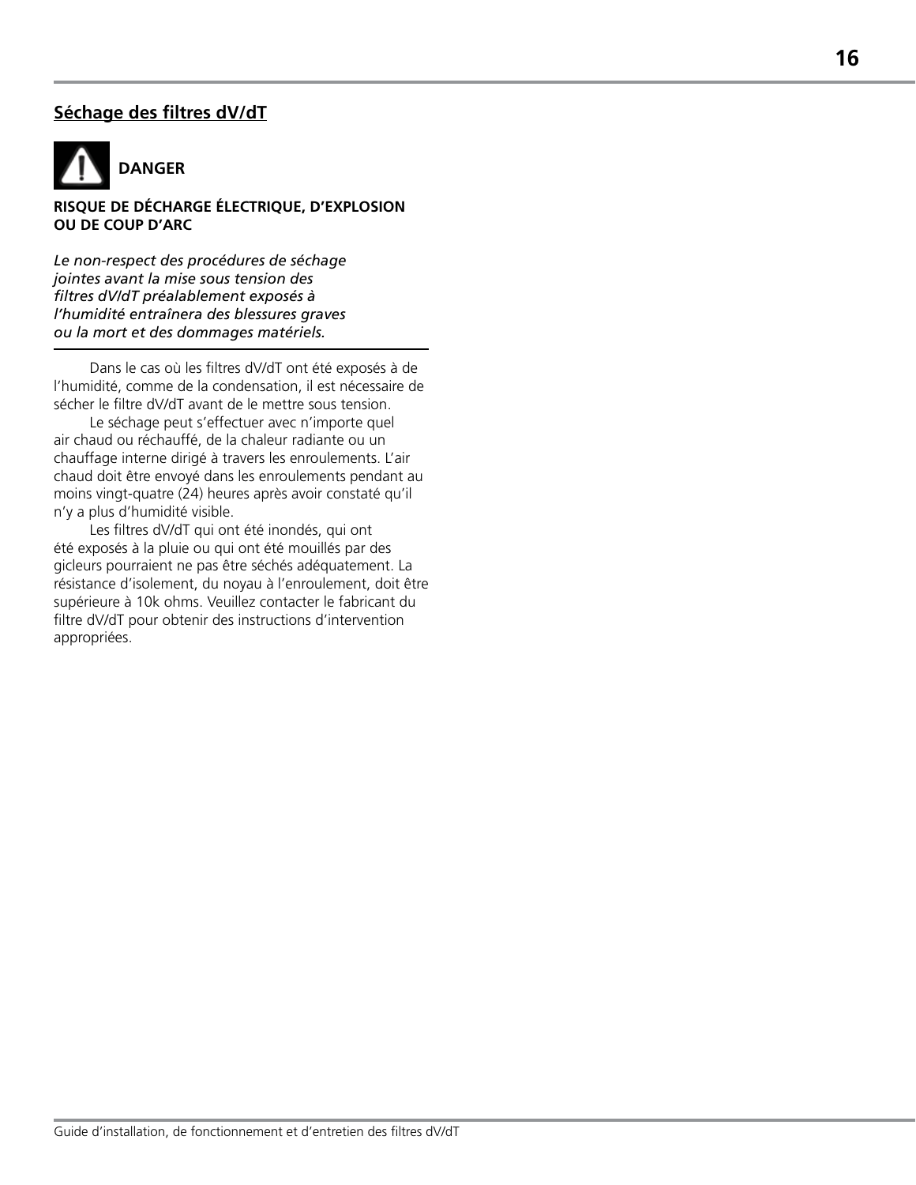## Séchage des filtres dV/dT

**DANGER**

**RISQUE DE DÉCHARGE ÉLECTRIQUE, D'EXPLOSION OU DE COUP D'ARC**

*Le non-respect des procédures de séchage jointes avant la mise sous tension des filtres dV/dT préalablement exposés à l'humidité entraînera des blessures graves ou la mort et des dommages matériels.*

Dans le cas où les filtres dV/dT ont été exposés à de l'humidité, comme de la condensation, il est nécessaire de sécher le filtre dV/dT avant de le mettre sous tension.

Le séchage peut s'effectuer avec n'importe quel air chaud ou réchauffé, de la chaleur radiante ou un chauffage interne dirigé à travers les enroulements. L'air chaud doit être envoyé dans les enroulements pendant au moins vingt-quatre (24) heures après avoir constaté qu'il n'y a plus d'humidité visible.

Les filtres dV/dT qui ont été inondés, qui ont été exposés à la pluie ou qui ont été mouillés par des gicleurs pourraient ne pas être séchés adéquatement. La résistance d'isolement, du noyau à l'enroulement, doit être supérieure à 10k ohms. Veuillez contacter le fabricant du filtre dV/dT pour obtenir des instructions d'intervention appropriées.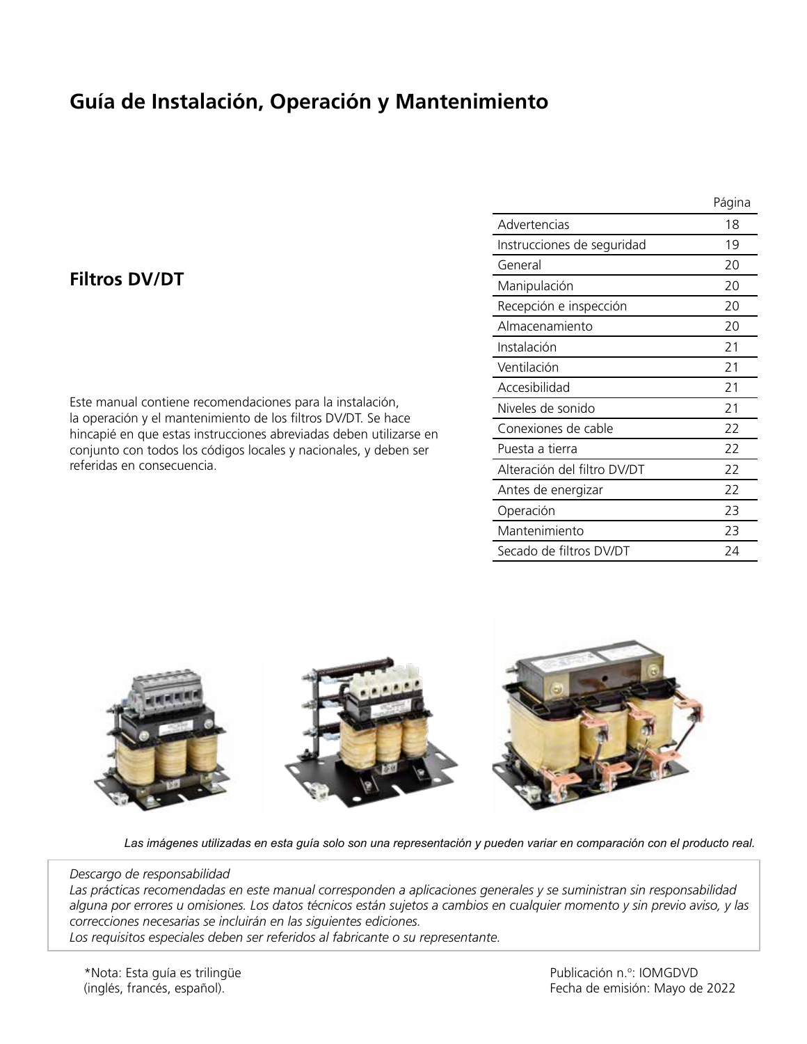# Guía de Instalación, Operación y Mantenimiento

## Filtros DV/DT

| | Página |
|---|---|
| Advertencias | 18 |
| Instrucciones de seguridad | 19 |
| General | 20 |
| Manipulación | 20 |
| Recepción e inspección | 20 |
| Almacenamiento | 20 |
| Instalación | 21 |
| Ventilación | 21 |
| Accesibilidad | 21 |
| Niveles de sonido | 21 |
| Conexiones de cable | 22 |
| Puesta a tierra | 22 |
| Alteración del filtro DV/DT | 22 |
| Antes de energizar | 22 |
| Operación | 23 |
| Mantenimiento | 23 |
| Secado de filtros DV/DT | 24 |

Este manual contiene recomendaciones para la instalación, la operación y el mantenimiento de los filtros DV/DT. Se hace hincapié en que estas instrucciones abreviadas deben utilizarse en conjunto con todos los códigos locales y nacionales, y deben ser referidas en consecuencia.

*Las imágenes utilizadas en esta guía solo son una representación y pueden variar en comparación con el producto real.*

*Descargo de responsabilidad*
*Las prácticas recomendadas en este manual corresponden a aplicaciones generales y se suministran sin responsabilidad alguna por errores u omisiones. Los datos técnicos están sujetos a cambios en cualquier momento y sin previo aviso, y las correcciones necesarias se incluirán en las siguientes ediciones.*
*Los requisitos especiales deben ser referidos al fabricante o su representante.*

*Nota: Esta guía es trilingüe (inglés, francés, español).

Publicación n.º: IOMGDVD
Fecha de emisión: Mayo de 2022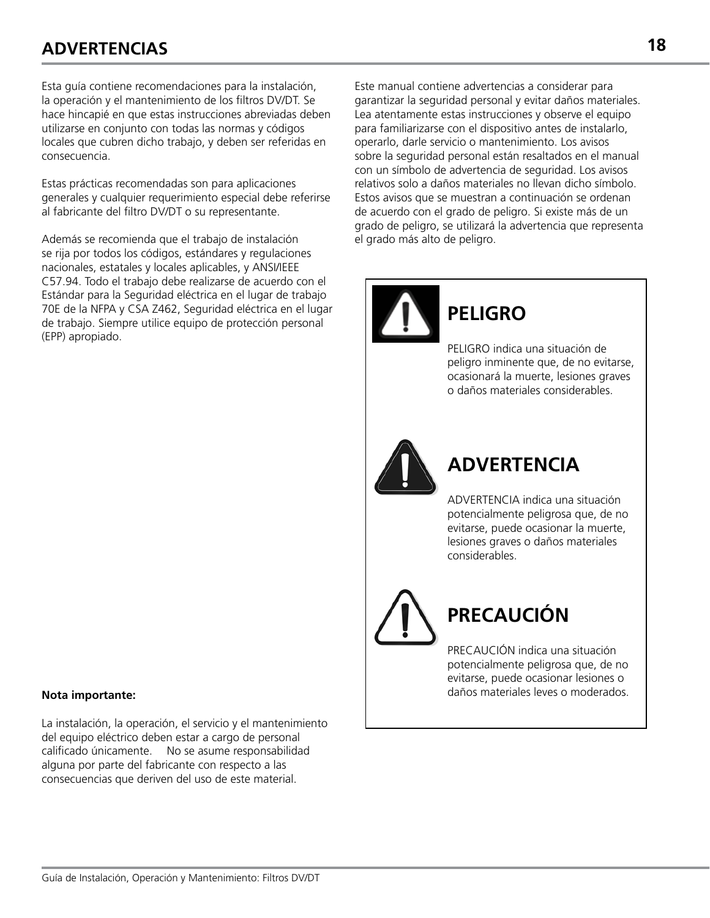# ADVERTENCIAS

Esta guía contiene recomendaciones para la instalación, la operación y el mantenimiento de los filtros DV/DT. Se hace hincapié en que estas instrucciones abreviadas deben utilizarse en conjunto con todas las normas y códigos locales que cubren dicho trabajo, y deben ser referidas en consecuencia.

Estas prácticas recomendadas son para aplicaciones generales y cualquier requerimiento especial debe referirse al fabricante del filtro DV/DT o su representante.

Además se recomienda que el trabajo de instalación se rija por todos los códigos, estándares y regulaciones nacionales, estatales y locales aplicables, y ANSI/IEEE C57.94. Todo el trabajo debe realizarse de acuerdo con el Estándar para la Seguridad eléctrica en el lugar de trabajo 70E de la NFPA y CSA Z462, Seguridad eléctrica en el lugar de trabajo. Siempre utilice equipo de protección personal (EPP) apropiado.

**Nota importante:**

La instalación, la operación, el servicio y el mantenimiento del equipo eléctrico deben estar a cargo de personal calificado únicamente. No se asume responsabilidad alguna por parte del fabricante con respecto a las consecuencias que deriven del uso de este material.

Este manual contiene advertencias a considerar para garantizar la seguridad personal y evitar daños materiales. Lea atentamente estas instrucciones y observe el equipo para familiarizarse con el dispositivo antes de instalarlo, operarlo, darle servicio o mantenimiento. Los avisos sobre la seguridad personal están resaltados en el manual con un símbolo de advertencia de seguridad. Los avisos relativos solo a daños materiales no llevan dicho símbolo. Estos avisos que se muestran a continuación se ordenan de acuerdo con el grado de peligro. Si existe más de un grado de peligro, se utilizará la advertencia que representa el grado más alto de peligro.

## PELIGRO

PELIGRO indica una situación de peligro inminente que, de no evitarse, ocasionará la muerte, lesiones graves o daños materiales considerables.

## ADVERTENCIA

ADVERTENCIA indica una situación potencialmente peligrosa que, de no evitarse, puede ocasionar la muerte, lesiones graves o daños materiales considerables.

## PRECAUCIÓN

PRECAUCIÓN indica una situación potencialmente peligrosa que, de no evitarse, puede ocasionar lesiones o daños materiales leves o moderados.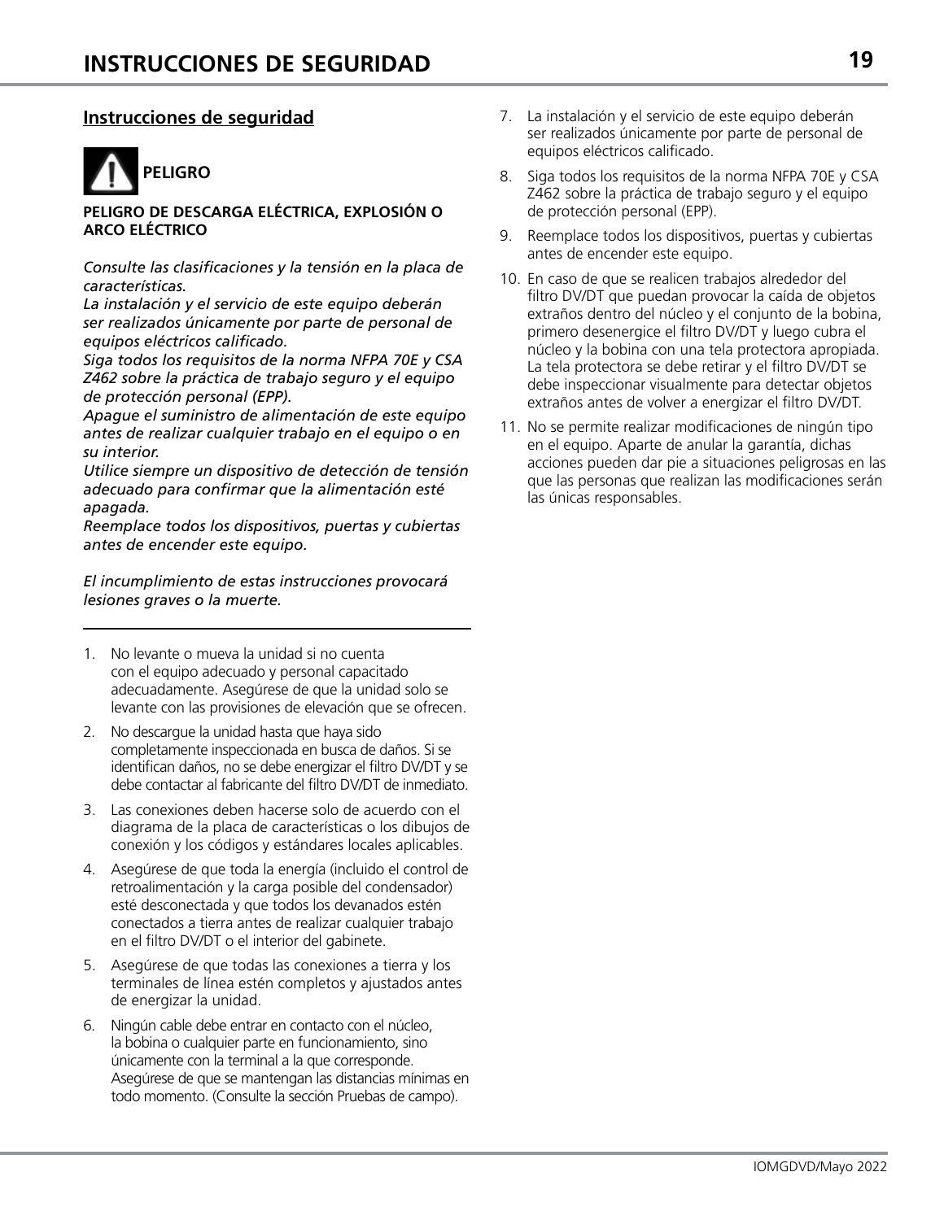# INSTRUCCIONES DE SEGURIDAD

## Instrucciones de seguridad

**PELIGRO**

**PELIGRO DE DESCARGA ELÉCTRICA, EXPLOSIÓN O ARCO ELÉCTRICO**

*Consulte las clasificaciones y la tensión en la placa de características.*
*La instalación y el servicio de este equipo deberán ser realizados únicamente por parte de personal de equipos eléctricos calificado.*
*Siga todos los requisitos de la norma NFPA 70E y CSA Z462 sobre la práctica de trabajo seguro y el equipo de protección personal (EPP).*
*Apague el suministro de alimentación de este equipo antes de realizar cualquier trabajo en el equipo o en su interior.*
*Utilice siempre un dispositivo de detección de tensión adecuado para confirmar que la alimentación esté apagada.*
*Reemplace todos los dispositivos, puertas y cubiertas antes de encender este equipo.*

*El incumplimiento de estas instrucciones provocará lesiones graves o la muerte.*

---

1. No levante o mueva la unidad si no cuenta con el equipo adecuado y personal capacitado adecuadamente. Asegúrese de que la unidad solo se levante con las provisiones de elevación que se ofrecen.
2. No descargue la unidad hasta que haya sido completamente inspeccionada en busca de daños. Si se identifican daños, no se debe energizar el filtro DV/DT y se debe contactar al fabricante del filtro DV/DT de inmediato.
3. Las conexiones deben hacerse solo de acuerdo con el diagrama de la placa de características o los dibujos de conexión y los códigos y estándares locales aplicables.
4. Asegúrese de que toda la energía (incluido el control de retroalimentación y la carga posible del condensador) esté desconectada y que todos los devanados estén conectados a tierra antes de realizar cualquier trabajo en el filtro DV/DT o el interior del gabinete.
5. Asegúrese de que todas las conexiones a tierra y los terminales de línea estén completos y ajustados antes de energizar la unidad.
6. Ningún cable debe entrar en contacto con el núcleo, la bobina o cualquier parte en funcionamiento, sino únicamente con la terminal a la que corresponde. Asegúrese de que se mantengan las distancias mínimas en todo momento. (Consulte la sección Pruebas de campo).
7. La instalación y el servicio de este equipo deberán ser realizados únicamente por parte de personal de equipos eléctricos calificado.
8. Siga todos los requisitos de la norma NFPA 70E y CSA Z462 sobre la práctica de trabajo seguro y el equipo de protección personal (EPP).
9. Reemplace todos los dispositivos, puertas y cubiertas antes de encender este equipo.
10. En caso de que se realicen trabajos alrededor del filtro DV/DT que puedan provocar la caída de objetos extraños dentro del núcleo y el conjunto de la bobina, primero desenergice el filtro DV/DT y luego cubra el núcleo y la bobina con una tela protectora apropiada. La tela protectora se debe retirar y el filtro DV/DT se debe inspeccionar visualmente para detectar objetos extraños antes de volver a energizar el filtro DV/DT.
11. No se permite realizar modificaciones de ningún tipo en el equipo. Aparte de anular la garantía, dichas acciones pueden dar pie a situaciones peligrosas en las que las personas que realizan las modificaciones serán las únicas responsables.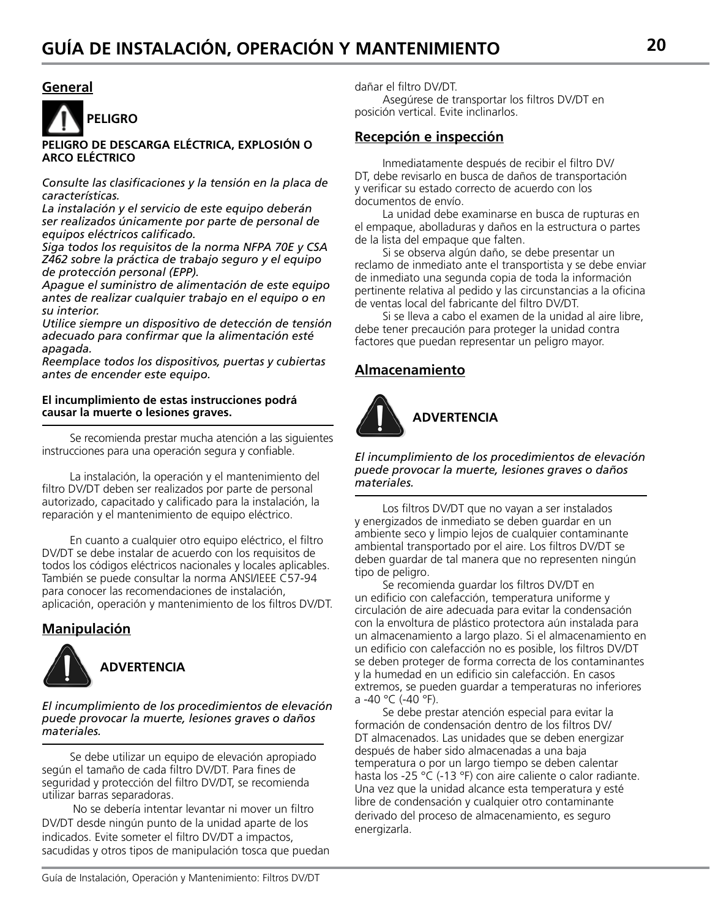## General

**PELIGRO**

**PELIGRO DE DESCARGA ELÉCTRICA, EXPLOSIÓN O ARCO ELÉCTRICO**

*Consulte las clasificaciones y la tensión en la placa de características.*

*La instalación y el servicio de este equipo deberán ser realizados únicamente por parte de personal de equipos eléctricos calificado.*

*Siga todos los requisitos de la norma NFPA 70E y CSA Z462 sobre la práctica de trabajo seguro y el equipo de protección personal (EPP).*

*Apague el suministro de alimentación de este equipo antes de realizar cualquier trabajo en el equipo o en su interior.*

*Utilice siempre un dispositivo de detección de tensión adecuado para confirmar que la alimentación esté apagada.*

*Reemplace todos los dispositivos, puertas y cubiertas antes de encender este equipo.*

**El incumplimiento de estas instrucciones podrá causar la muerte o lesiones graves.**

Se recomienda prestar mucha atención a las siguientes instrucciones para una operación segura y confiable.

La instalación, la operación y el mantenimiento del filtro DV/DT deben ser realizados por parte de personal autorizado, capacitado y calificado para la instalación, la reparación y el mantenimiento de equipo eléctrico.

En cuanto a cualquier otro equipo eléctrico, el filtro DV/DT se debe instalar de acuerdo con los requisitos de todos los códigos eléctricos nacionales y locales aplicables. También se puede consultar la norma ANSI/IEEE C57-94 para conocer las recomendaciones de instalación, aplicación, operación y mantenimiento de los filtros DV/DT.

## Manipulación

**ADVERTENCIA**

*El incumplimiento de los procedimientos de elevación puede provocar la muerte, lesiones graves o daños materiales.*

Se debe utilizar un equipo de elevación apropiado según el tamaño de cada filtro DV/DT. Para fines de seguridad y protección del filtro DV/DT, se recomienda utilizar barras separadoras.

No se debería intentar levantar ni mover un filtro DV/DT desde ningún punto de la unidad aparte de los indicados. Evite someter el filtro DV/DT a impactos, sacudidas y otros tipos de manipulación tosca que puedan dañar el filtro DV/DT.

Asegúrese de transportar los filtros DV/DT en posición vertical. Evite inclinarlos.

## Recepción e inspección

Inmediatamente después de recibir el filtro DV/DT, debe revisarlo en busca de daños de transportación y verificar su estado correcto de acuerdo con los documentos de envío.

La unidad debe examinarse en busca de rupturas en el empaque, abolladuras y daños en la estructura o partes de la lista del empaque que falten.

Si se observa algún daño, se debe presentar un reclamo de inmediato ante el transportista y se debe enviar de inmediato una segunda copia de toda la información pertinente relativa al pedido y las circunstancias a la oficina de ventas local del fabricante del filtro DV/DT.

Si se lleva a cabo el examen de la unidad al aire libre, debe tener precaución para proteger la unidad contra factores que puedan representar un peligro mayor.

## Almacenamiento

**ADVERTENCIA**

*El incumplimiento de los procedimientos de elevación puede provocar la muerte, lesiones graves o daños materiales.*

Los filtros DV/DT que no vayan a ser instalados y energizados de inmediato se deben guardar en un ambiente seco y limpio lejos de cualquier contaminante ambiental transportado por el aire. Los filtros DV/DT se deben guardar de tal manera que no representen ningún tipo de peligro.

Se recomienda guardar los filtros DV/DT en un edificio con calefacción, temperatura uniforme y circulación de aire adecuada para evitar la condensación con la envoltura de plástico protectora aún instalada para un almacenamiento a largo plazo. Si el almacenamiento en un edificio con calefacción no es posible, los filtros DV/DT se deben proteger de forma correcta de los contaminantes y la humedad en un edificio sin calefacción. En casos extremos, se pueden guardar a temperaturas no inferiores a -40 °C (-40 °F).

Se debe prestar atención especial para evitar la formación de condensación dentro de los filtros DV/DT almacenados. Las unidades que se deben energizar después de haber sido almacenadas a una baja temperatura o por un largo tiempo se deben calentar hasta los -25 °C (-13 °F) con aire caliente o calor radiante. Una vez que la unidad alcance esta temperatura y esté libre de condensación y cualquier otro contaminante derivado del proceso de almacenamiento, es seguro energizarla.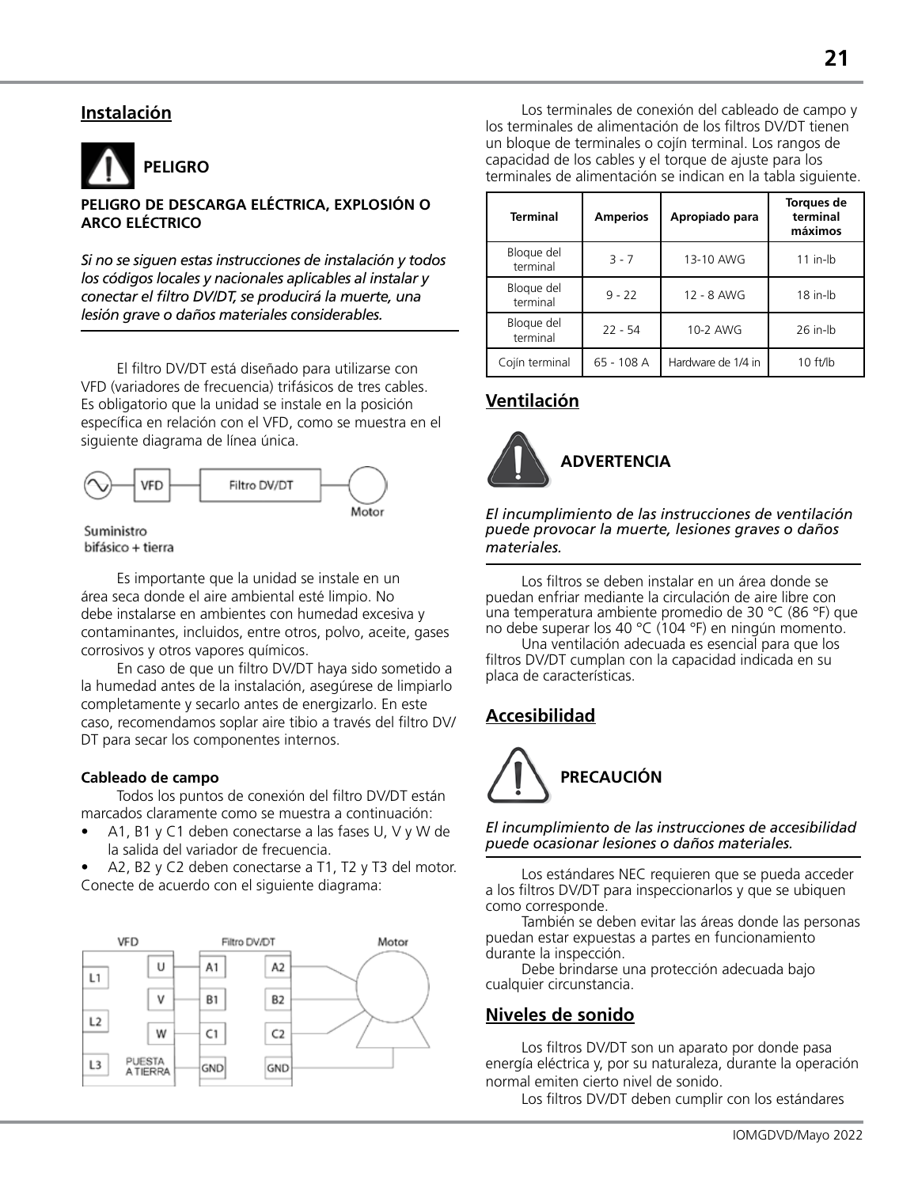## Instalación

**PELIGRO**

**PELIGRO DE DESCARGA ELÉCTRICA, EXPLOSIÓN O ARCO ELÉCTRICO**

*Si no se siguen estas instrucciones de instalación y todos los códigos locales y nacionales aplicables al instalar y conectar el filtro DV/DT, se producirá la muerte, una lesión grave o daños materiales considerables.*

El filtro DV/DT está diseñado para utilizarse con VFD (variadores de frecuencia) trifásicos de tres cables. Es obligatorio que la unidad se instale en la posición específica en relación con el VFD, como se muestra en el siguiente diagrama de línea única.

VFD — Filtro DV/DT — Motor

Suministro bifásico + tierra

Es importante que la unidad se instale en un área seca donde el aire ambiental esté limpio. No debe instalarse en ambientes con humedad excesiva y contaminantes, incluidos, entre otros, polvo, aceite, gases corrosivos y otros vapores químicos.

En caso de que un filtro DV/DT haya sido sometido a la humedad antes de la instalación, asegúrese de limpiarlo completamente y secarlo antes de energizarlo. En este caso, recomendamos soplar aire tibio a través del filtro DV/DT para secar los componentes internos.

**Cableado de campo**

Todos los puntos de conexión del filtro DV/DT están marcados claramente como se muestra a continuación:

- A1, B1 y C1 deben conectarse a las fases U, V y W de la salida del variador de frecuencia.
- A2, B2 y C2 deben conectarse a T1, T2 y T3 del motor.

Conecte de acuerdo con el siguiente diagrama:

| VFD | | Filtro DV/DT | | Motor |
|---|---|---|---|---|
| L1 | U | A1 | A2 | |
| | V | B1 | B2 | |
| L2 | W | C1 | C2 | |
| L3 | PUESTA A TIERRA | GND | GND | |

Los terminales de conexión del cableado de campo y los terminales de alimentación de los filtros DV/DT tienen un bloque de terminales o cojín terminal. Los rangos de capacidad de los cables y el torque de ajuste para los terminales de alimentación se indican en la tabla siguiente.

| Terminal | Amperios | Apropiado para | Torques de terminal máximos |
|---|---|---|---|
| Bloque del terminal | 3 - 7 | 13-10 AWG | 11 in-lb |
| Bloque del terminal | 9 - 22 | 12 - 8 AWG | 18 in-lb |
| Bloque del terminal | 22 - 54 | 10-2 AWG | 26 in-lb |
| Cojín terminal | 65 - 108 A | Hardware de 1/4 in | 10 ft/lb |

## Ventilación

**ADVERTENCIA**

*El incumplimiento de las instrucciones de ventilación puede provocar la muerte, lesiones graves o daños materiales.*

Los filtros se deben instalar en un área donde se puedan enfriar mediante la circulación de aire libre con una temperatura ambiente promedio de 30 °C (86 °F) que no debe superar los 40 °C (104 °F) en ningún momento.

Una ventilación adecuada es esencial para que los filtros DV/DT cumplan con la capacidad indicada en su placa de características.

## Accesibilidad

**PRECAUCIÓN**

*El incumplimiento de las instrucciones de accesibilidad puede ocasionar lesiones o daños materiales.*

Los estándares NEC requieren que se pueda acceder a los filtros DV/DT para inspeccionarlos y que se ubiquen como corresponde.

También se deben evitar las áreas donde las personas puedan estar expuestas a partes en funcionamiento durante la inspección.

Debe brindarse una protección adecuada bajo cualquier circunstancia.

## Niveles de sonido

Los filtros DV/DT son un aparato por donde pasa energía eléctrica y, por su naturaleza, durante la operación normal emiten cierto nivel de sonido.

Los filtros DV/DT deben cumplir con los estándares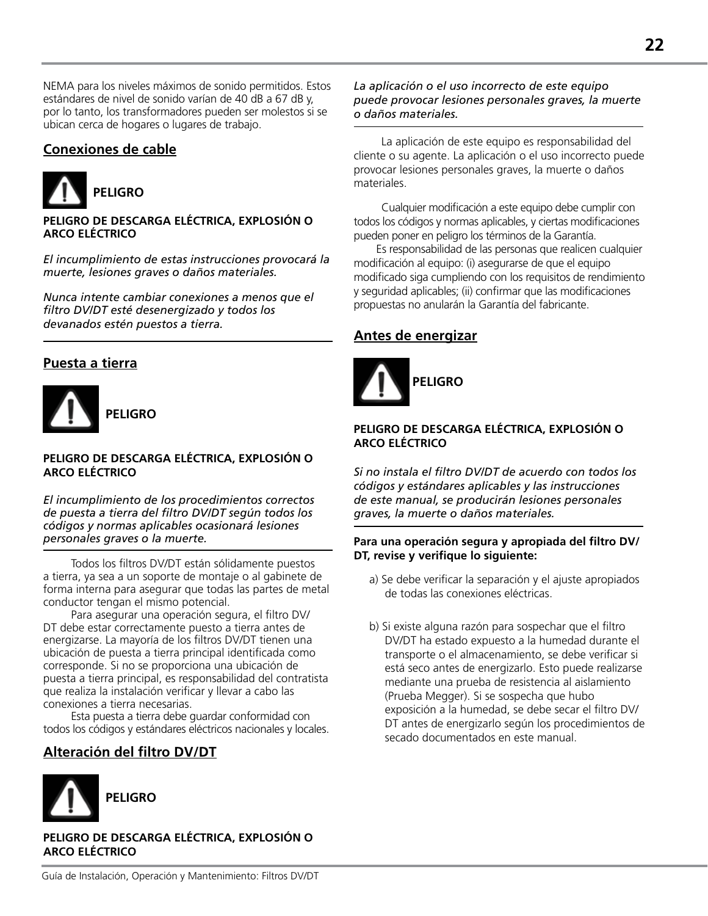NEMA para los niveles máximos de sonido permitidos. Estos estándares de nivel de sonido varían de 40 dB a 67 dB y, por lo tanto, los transformadores pueden ser molestos si se ubican cerca de hogares o lugares de trabajo.

## Conexiones de cable

**PELIGRO**

**PELIGRO DE DESCARGA ELÉCTRICA, EXPLOSIÓN O ARCO ELÉCTRICO**

*El incumplimiento de estas instrucciones provocará la muerte, lesiones graves o daños materiales.*

*Nunca intente cambiar conexiones a menos que el filtro DV/DT esté desenergizado y todos los devanados estén puestos a tierra.*

## Puesta a tierra

**PELIGRO**

**PELIGRO DE DESCARGA ELÉCTRICA, EXPLOSIÓN O ARCO ELÉCTRICO**

*El incumplimiento de los procedimientos correctos de puesta a tierra del filtro DV/DT según todos los códigos y normas aplicables ocasionará lesiones personales graves o la muerte.*

Todos los filtros DV/DT están sólidamente puestos a tierra, ya sea a un soporte de montaje o al gabinete de forma interna para asegurar que todas las partes de metal conductor tengan el mismo potencial.

Para asegurar una operación segura, el filtro DV/DT debe estar correctamente puesto a tierra antes de energizarse. La mayoría de los filtros DV/DT tienen una ubicación de puesta a tierra principal identificada como corresponde. Si no se proporciona una ubicación de puesta a tierra principal, es responsabilidad del contratista que realiza la instalación verificar y llevar a cabo las conexiones a tierra necesarias.

Esta puesta a tierra debe guardar conformidad con todos los códigos y estándares eléctricos nacionales y locales.

## Alteración del filtro DV/DT

**PELIGRO**

**PELIGRO DE DESCARGA ELÉCTRICA, EXPLOSIÓN O ARCO ELÉCTRICO**

*La aplicación o el uso incorrecto de este equipo puede provocar lesiones personales graves, la muerte o daños materiales.*

La aplicación de este equipo es responsabilidad del cliente o su agente. La aplicación o el uso incorrecto puede provocar lesiones personales graves, la muerte o daños materiales.

Cualquier modificación a este equipo debe cumplir con todos los códigos y normas aplicables, y ciertas modificaciones pueden poner en peligro los términos de la Garantía.

Es responsabilidad de las personas que realicen cualquier modificación al equipo: (i) asegurarse de que el equipo modificado siga cumpliendo con los requisitos de rendimiento y seguridad aplicables; (ii) confirmar que las modificaciones propuestas no anularán la Garantía del fabricante.

## Antes de energizar

**PELIGRO**

**PELIGRO DE DESCARGA ELÉCTRICA, EXPLOSIÓN O ARCO ELÉCTRICO**

*Si no instala el filtro DV/DT de acuerdo con todos los códigos y estándares aplicables y las instrucciones de este manual, se producirán lesiones personales graves, la muerte o daños materiales.*

**Para una operación segura y apropiada del filtro DV/DT, revise y verifique lo siguiente:**

a) Se debe verificar la separación y el ajuste apropiados de todas las conexiones eléctricas.

b) Si existe alguna razón para sospechar que el filtro DV/DT ha estado expuesto a la humedad durante el transporte o el almacenamiento, se debe verificar si está seco antes de energizarlo. Esto puede realizarse mediante una prueba de resistencia al aislamiento (Prueba Megger). Si se sospecha que hubo exposición a la humedad, se debe secar el filtro DV/DT antes de energizarlo según los procedimientos de secado documentados en este manual.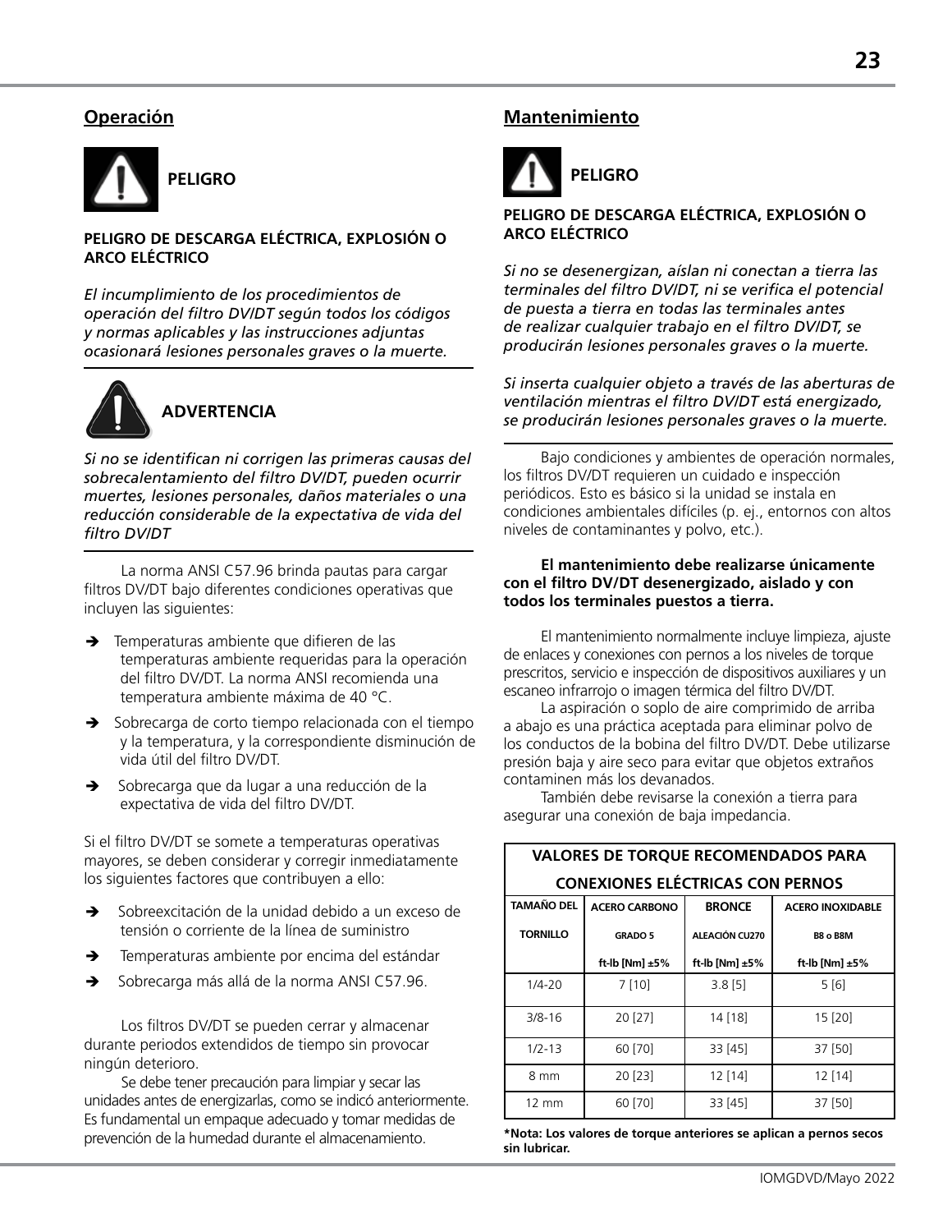## Operación

**PELIGRO**

**PELIGRO DE DESCARGA ELÉCTRICA, EXPLOSIÓN O ARCO ELÉCTRICO**

*El incumplimiento de los procedimientos de operación del filtro DV/DT según todos los códigos y normas aplicables y las instrucciones adjuntas ocasionará lesiones personales graves o la muerte.*

**ADVERTENCIA**

*Si no se identifican ni corrigen las primeras causas del sobrecalentamiento del filtro DV/DT, pueden ocurrir muertes, lesiones personales, daños materiales o una reducción considerable de la expectativa de vida del filtro DV/DT*

La norma ANSI C57.96 brinda pautas para cargar filtros DV/DT bajo diferentes condiciones operativas que incluyen las siguientes:

- ➔ Temperaturas ambiente que difieren de las temperaturas ambiente requeridas para la operación del filtro DV/DT. La norma ANSI recomienda una temperatura ambiente máxima de 40 °C.
- ➔ Sobrecarga de corto tiempo relacionada con el tiempo y la temperatura, y la correspondiente disminución de vida útil del filtro DV/DT.
- ➔ Sobrecarga que da lugar a una reducción de la expectativa de vida del filtro DV/DT.

Si el filtro DV/DT se somete a temperaturas operativas mayores, se deben considerar y corregir inmediatamente los siguientes factores que contribuyen a ello:

- ➔ Sobreexcitación de la unidad debido a un exceso de tensión o corriente de la línea de suministro
- ➔ Temperaturas ambiente por encima del estándar
- ➔ Sobrecarga más allá de la norma ANSI C57.96.

Los filtros DV/DT se pueden cerrar y almacenar durante periodos extendidos de tiempo sin provocar ningún deterioro.

Se debe tener precaución para limpiar y secar las unidades antes de energizarlas, como se indicó anteriormente. Es fundamental un empaque adecuado y tomar medidas de prevención de la humedad durante el almacenamiento.

## Mantenimiento

**PELIGRO**

**PELIGRO DE DESCARGA ELÉCTRICA, EXPLOSIÓN O ARCO ELÉCTRICO**

*Si no se desenergizan, aíslan ni conectan a tierra las terminales del filtro DV/DT, ni se verifica el potencial de puesta a tierra en todas las terminales antes de realizar cualquier trabajo en el filtro DV/DT, se producirán lesiones personales graves o la muerte.*

*Si inserta cualquier objeto a través de las aberturas de ventilación mientras el filtro DV/DT está energizado, se producirán lesiones personales graves o la muerte.*

Bajo condiciones y ambientes de operación normales, los filtros DV/DT requieren un cuidado e inspección periódicos. Esto es básico si la unidad se instala en condiciones ambientales difíciles (p. ej., entornos con altos niveles de contaminantes y polvo, etc.).

**El mantenimiento debe realizarse únicamente con el filtro DV/DT desenergizado, aislado y con todos los terminales puestos a tierra.**

El mantenimiento normalmente incluye limpieza, ajuste de enlaces y conexiones con pernos a los niveles de torque prescritos, servicio e inspección de dispositivos auxiliares y un escaneo infrarrojo o imagen térmica del filtro DV/DT.

La aspiración o soplo de aire comprimido de arriba a abajo es una práctica aceptada para eliminar polvo de los conductos de la bobina del filtro DV/DT. Debe utilizarse presión baja y aire seco para evitar que objetos extraños contaminen más los devanados.

También debe revisarse la conexión a tierra para asegurar una conexión de baja impedancia.

| VALORES DE TORQUE RECOMENDADOS PARA CONEXIONES ELÉCTRICAS CON PERNOS | | | |
|---|---|---|---|
| TAMAÑO DEL TORNILLO | ACERO CARBONO GRADO 5 ft-lb [Nm] ±5% | BRONCE ALEACIÓN CU270 ft-lb [Nm] ±5% | ACERO INOXIDABLE B8 o B8M ft-lb [Nm] ±5% |
| 1/4-20 | 7 [10] | 3.8 [5] | 5 [6] |
| 3/8-16 | 20 [27] | 14 [18] | 15 [20] |
| 1/2-13 | 60 [70] | 33 [45] | 37 [50] |
| 8 mm | 20 [23] | 12 [14] | 12 [14] |
| 12 mm | 60 [70] | 33 [45] | 37 [50] |

**\*Nota: Los valores de torque anteriores se aplican a pernos secos sin lubricar.**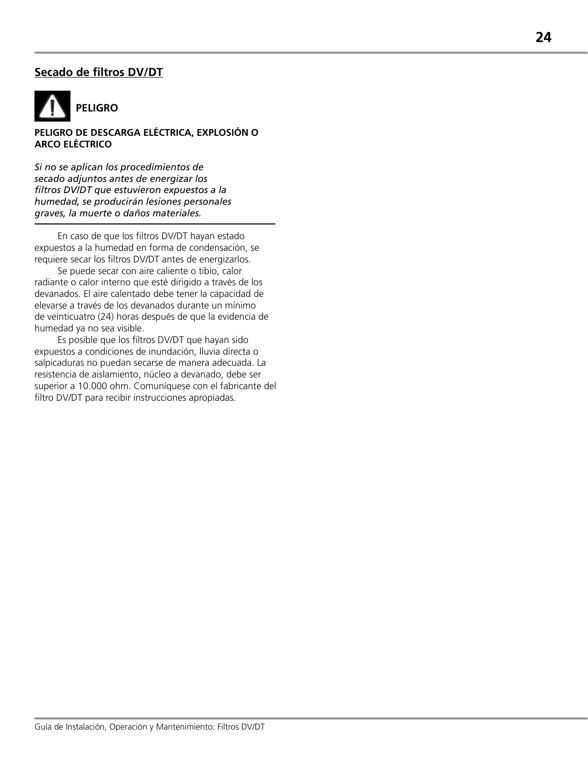## Secado de filtros DV/DT

**PELIGRO**

**PELIGRO DE DESCARGA ELÉCTRICA, EXPLOSIÓN O ARCO ELÉCTRICO**

*Si no se aplican los procedimientos de secado adjuntos antes de energizar los filtros DV/DT que estuvieron expuestos a la humedad, se producirán lesiones personales graves, la muerte o daños materiales.*

En caso de que los filtros DV/DT hayan estado expuestos a la humedad en forma de condensación, se requiere secar los filtros DV/DT antes de energizarlos.

Se puede secar con aire caliente o tibio, calor radiante o calor interno que esté dirigido a través de los devanados. El aire calentado debe tener la capacidad de elevarse a través de los devanados durante un mínimo de veinticuatro (24) horas después de que la evidencia de humedad ya no sea visible.

Es posible que los filtros DV/DT que hayan sido expuestos a condiciones de inundación, lluvia directa o salpicaduras no puedan secarse de manera adecuada. La resistencia de aislamiento, núcleo a devanado, debe ser superior a 10.000 ohm. Comuníquese con el fabricante del filtro DV/DT para recibir instrucciones apropiadas.